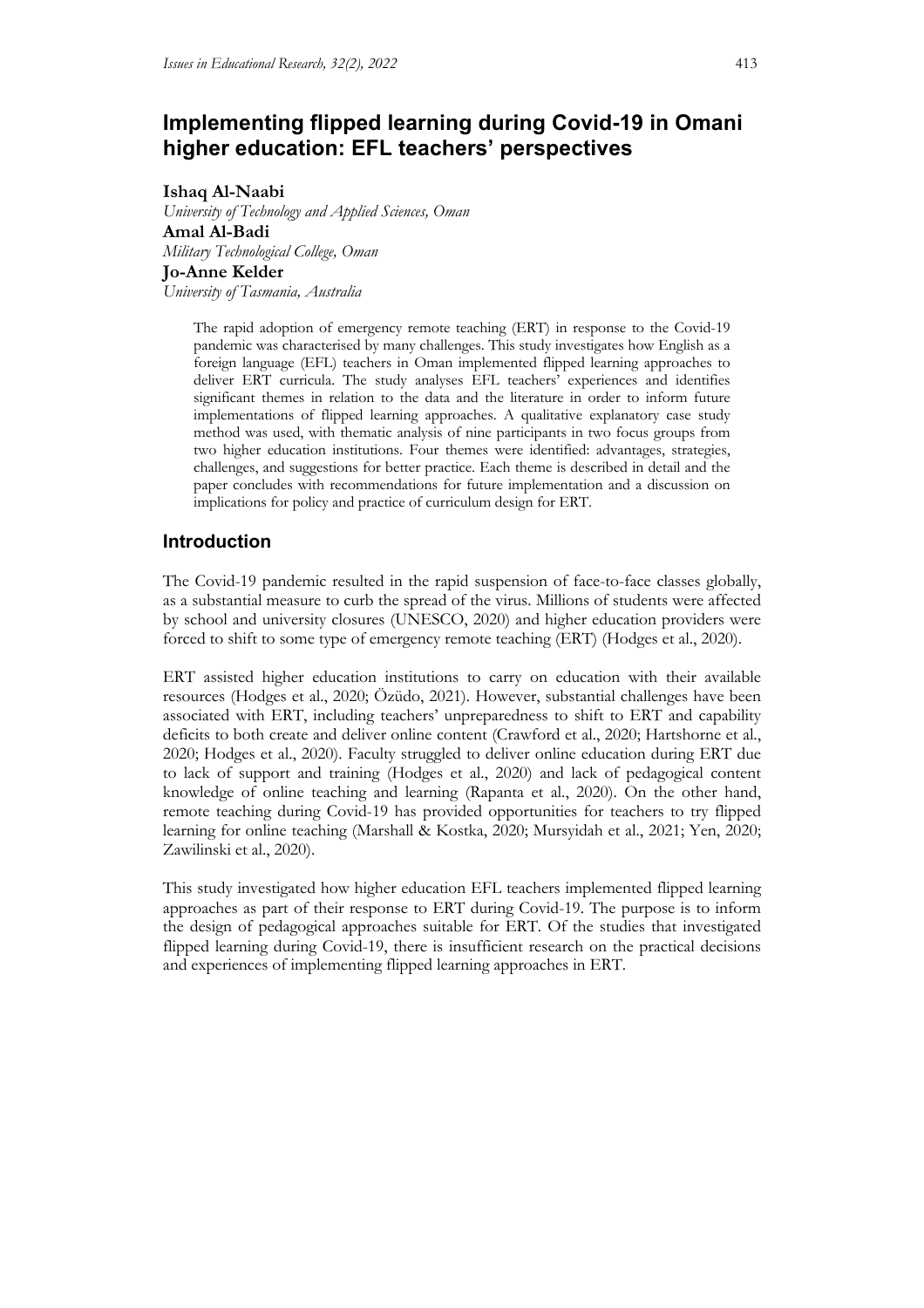# Implementing flipped learning during Covid-19 in Omani higher education: EFL teachers' perspectives

**Ishaq Al-Naabi**
*University of Technology and Applied Sciences, Oman*
**Amal Al-Badi**
*Military Technological College, Oman*
**Jo-Anne Kelder**
*University of Tasmania, Australia*

> The rapid adoption of emergency remote teaching (ERT) in response to the Covid-19 pandemic was characterised by many challenges. This study investigates how English as a foreign language (EFL) teachers in Oman implemented flipped learning approaches to deliver ERT curricula. The study analyses EFL teachers' experiences and identifies significant themes in relation to the data and the literature in order to inform future implementations of flipped learning approaches. A qualitative explanatory case study method was used, with thematic analysis of nine participants in two focus groups from two higher education institutions. Four themes were identified: advantages, strategies, challenges, and suggestions for better practice. Each theme is described in detail and the paper concludes with recommendations for future implementation and a discussion on implications for policy and practice of curriculum design for ERT.

## Introduction

The Covid-19 pandemic resulted in the rapid suspension of face-to-face classes globally, as a substantial measure to curb the spread of the virus. Millions of students were affected by school and university closures (UNESCO, 2020) and higher education providers were forced to shift to some type of emergency remote teaching (ERT) (Hodges et al., 2020).

ERT assisted higher education institutions to carry on education with their available resources (Hodges et al., 2020; Özüdo, 2021). However, substantial challenges have been associated with ERT, including teachers' unpreparedness to shift to ERT and capability deficits to both create and deliver online content (Crawford et al., 2020; Hartshorne et al., 2020; Hodges et al., 2020). Faculty struggled to deliver online education during ERT due to lack of support and training (Hodges et al., 2020) and lack of pedagogical content knowledge of online teaching and learning (Rapanta et al., 2020). On the other hand, remote teaching during Covid-19 has provided opportunities for teachers to try flipped learning for online teaching (Marshall & Kostka, 2020; Mursyidah et al., 2021; Yen, 2020; Zawilinski et al., 2020).

This study investigated how higher education EFL teachers implemented flipped learning approaches as part of their response to ERT during Covid-19. The purpose is to inform the design of pedagogical approaches suitable for ERT. Of the studies that investigated flipped learning during Covid-19, there is insufficient research on the practical decisions and experiences of implementing flipped learning approaches in ERT.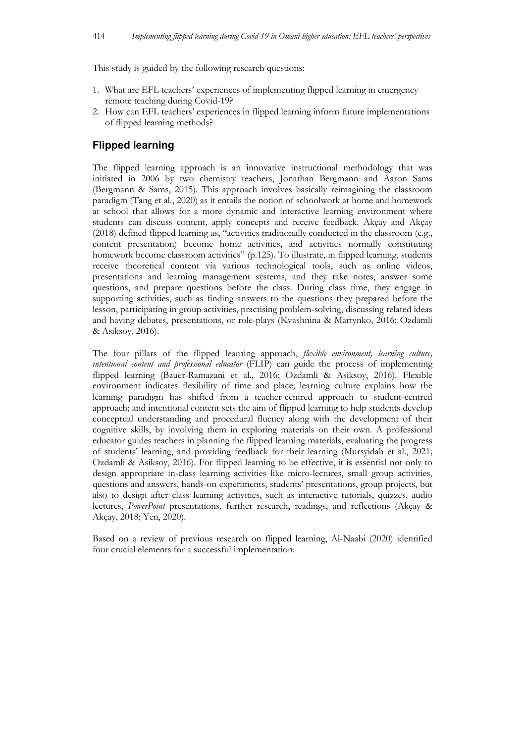This study is guided by the following research questions:

1. What are EFL teachers' experiences of implementing flipped learning in emergency remote teaching during Covid-19?
2. How can EFL teachers' experiences in flipped learning inform future implementations of flipped learning methods?

## Flipped learning

The flipped learning approach is an innovative instructional methodology that was initiated in 2006 by two chemistry teachers, Jonathan Bergmann and Aaron Sams (Bergmann & Sams, 2015). This approach involves basically reimagining the classroom paradigm (Tang et al., 2020) as it entails the notion of schoolwork at home and homework at school that allows for a more dynamic and interactive learning environment where students can discuss content, apply concepts and receive feedback. Akçay and Akçay (2018) defined flipped learning as, "activities traditionally conducted in the classroom (e.g., content presentation) become home activities, and activities normally constituting homework become classroom activities" (p.125). To illustrate, in flipped learning, students receive theoretical content via various technological tools, such as online videos, presentations and learning management systems, and they take notes, answer some questions, and prepare questions before the class. During class time, they engage in supporting activities, such as finding answers to the questions they prepared before the lesson, participating in group activities, practising problem-solving, discussing related ideas and having debates, presentations, or role-plays (Kvashnina & Martynko, 2016; Ozdamli & Asiksoy, 2016).

The four pillars of the flipped learning approach, *flexible environment, learning culture, intentional content and professional educator* (FLIP) can guide the process of implementing flipped learning (Bauer-Ramazani et al., 2016; Ozdamli & Asiksoy, 2016). Flexible environment indicates flexibility of time and place; learning culture explains how the learning paradigm has shifted from a teacher-centred approach to student-centred approach; and intentional content sets the aim of flipped learning to help students develop conceptual understanding and procedural fluency along with the development of their cognitive skills, by involving them in exploring materials on their own. A professional educator guides teachers in planning the flipped learning materials, evaluating the progress of students' learning, and providing feedback for their learning (Mursyidah et al., 2021; Ozdamli & Asiksoy, 2016). For flipped learning to be effective, it is essential not only to design appropriate in-class learning activities like micro-lectures, small group activities, questions and answers, hands-on experiments, students' presentations, group projects, but also to design after class learning activities, such as interactive tutorials, quizzes, audio lectures, *PowerPoint* presentations, further research, readings, and reflections (Akçay & Akçay, 2018; Yen, 2020).

Based on a review of previous research on flipped learning, Al-Naabi (2020) identified four crucial elements for a successful implementation: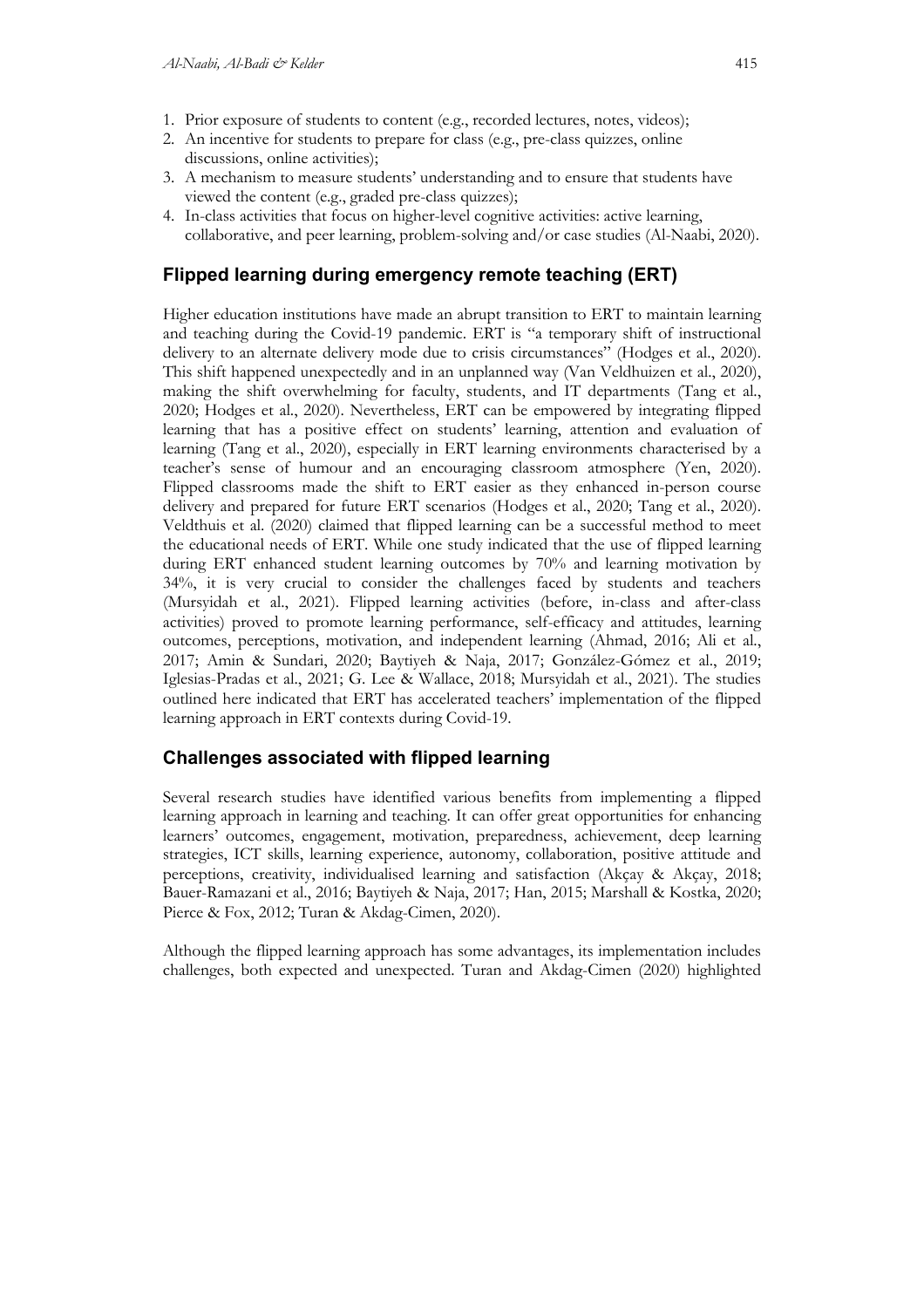1. Prior exposure of students to content (e.g., recorded lectures, notes, videos);
2. An incentive for students to prepare for class (e.g., pre-class quizzes, online discussions, online activities);
3. A mechanism to measure students' understanding and to ensure that students have viewed the content (e.g., graded pre-class quizzes);
4. In-class activities that focus on higher-level cognitive activities: active learning, collaborative, and peer learning, problem-solving and/or case studies (Al-Naabi, 2020).

## Flipped learning during emergency remote teaching (ERT)

Higher education institutions have made an abrupt transition to ERT to maintain learning and teaching during the Covid-19 pandemic. ERT is "a temporary shift of instructional delivery to an alternate delivery mode due to crisis circumstances" (Hodges et al., 2020). This shift happened unexpectedly and in an unplanned way (Van Veldhuizen et al., 2020), making the shift overwhelming for faculty, students, and IT departments (Tang et al., 2020; Hodges et al., 2020). Nevertheless, ERT can be empowered by integrating flipped learning that has a positive effect on students' learning, attention and evaluation of learning (Tang et al., 2020), especially in ERT learning environments characterised by a teacher's sense of humour and an encouraging classroom atmosphere (Yen, 2020). Flipped classrooms made the shift to ERT easier as they enhanced in-person course delivery and prepared for future ERT scenarios (Hodges et al., 2020; Tang et al., 2020). Veldthuis et al. (2020) claimed that flipped learning can be a successful method to meet the educational needs of ERT. While one study indicated that the use of flipped learning during ERT enhanced student learning outcomes by 70% and learning motivation by 34%, it is very crucial to consider the challenges faced by students and teachers (Mursyidah et al., 2021). Flipped learning activities (before, in-class and after-class activities) proved to promote learning performance, self-efficacy and attitudes, learning outcomes, perceptions, motivation, and independent learning (Ahmad, 2016; Ali et al., 2017; Amin & Sundari, 2020; Baytiyeh & Naja, 2017; González-Gómez et al., 2019; Iglesias-Pradas et al., 2021; G. Lee & Wallace, 2018; Mursyidah et al., 2021). The studies outlined here indicated that ERT has accelerated teachers' implementation of the flipped learning approach in ERT contexts during Covid-19.

## Challenges associated with flipped learning

Several research studies have identified various benefits from implementing a flipped learning approach in learning and teaching. It can offer great opportunities for enhancing learners' outcomes, engagement, motivation, preparedness, achievement, deep learning strategies, ICT skills, learning experience, autonomy, collaboration, positive attitude and perceptions, creativity, individualised learning and satisfaction (Akçay & Akçay, 2018; Bauer-Ramazani et al., 2016; Baytiyeh & Naja, 2017; Han, 2015; Marshall & Kostka, 2020; Pierce & Fox, 2012; Turan & Akdag-Cimen, 2020).

Although the flipped learning approach has some advantages, its implementation includes challenges, both expected and unexpected. Turan and Akdag-Cimen (2020) highlighted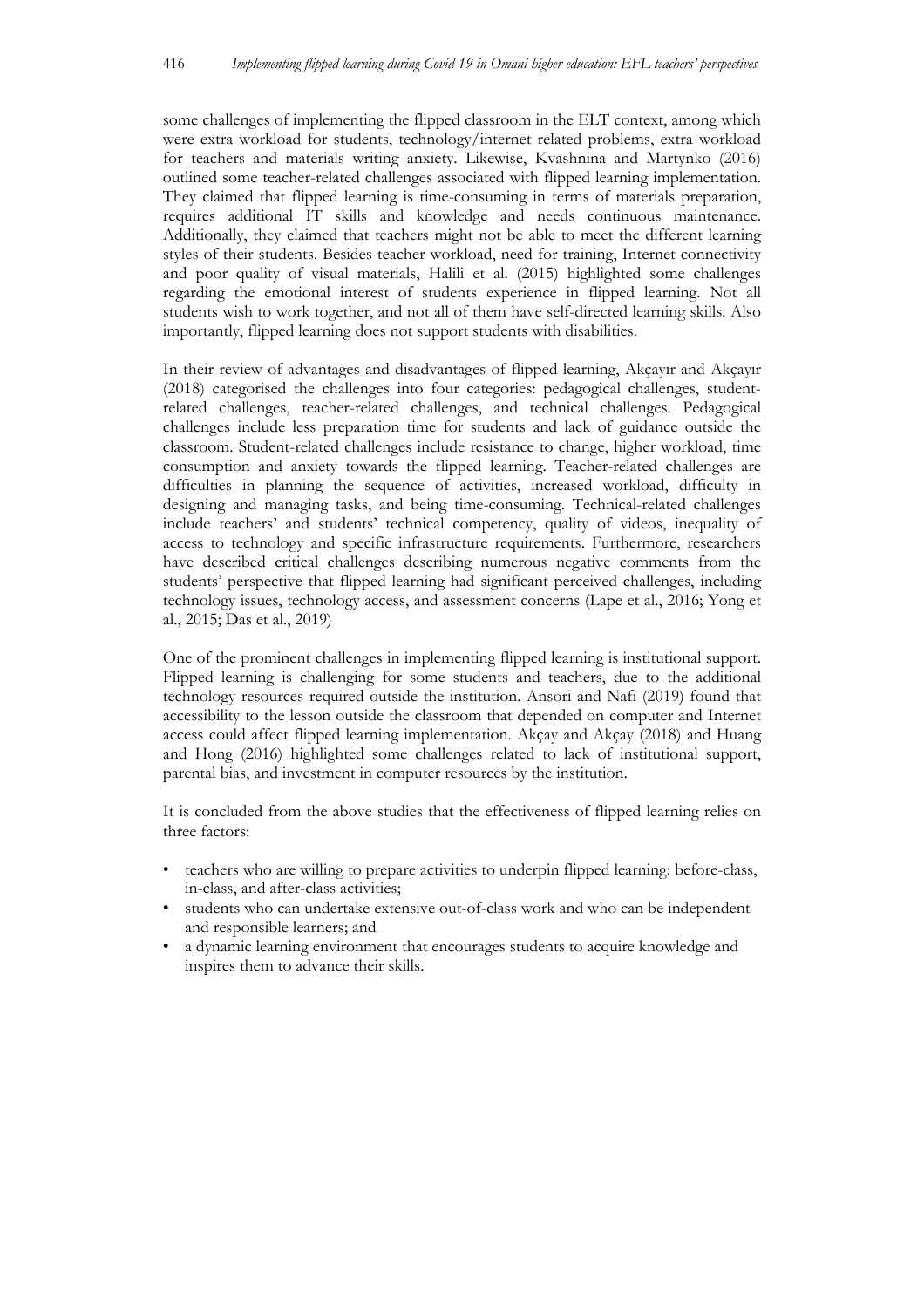some challenges of implementing the flipped classroom in the ELT context, among which were extra workload for students, technology/internet related problems, extra workload for teachers and materials writing anxiety. Likewise, Kvashnina and Martynko (2016) outlined some teacher-related challenges associated with flipped learning implementation. They claimed that flipped learning is time-consuming in terms of materials preparation, requires additional IT skills and knowledge and needs continuous maintenance. Additionally, they claimed that teachers might not be able to meet the different learning styles of their students. Besides teacher workload, need for training, Internet connectivity and poor quality of visual materials, Halili et al. (2015) highlighted some challenges regarding the emotional interest of students experience in flipped learning. Not all students wish to work together, and not all of them have self-directed learning skills. Also importantly, flipped learning does not support students with disabilities.

In their review of advantages and disadvantages of flipped learning, Akçayır and Akçayır (2018) categorised the challenges into four categories: pedagogical challenges, student-related challenges, teacher-related challenges, and technical challenges. Pedagogical challenges include less preparation time for students and lack of guidance outside the classroom. Student-related challenges include resistance to change, higher workload, time consumption and anxiety towards the flipped learning. Teacher-related challenges are difficulties in planning the sequence of activities, increased workload, difficulty in designing and managing tasks, and being time-consuming. Technical-related challenges include teachers' and students' technical competency, quality of videos, inequality of access to technology and specific infrastructure requirements. Furthermore, researchers have described critical challenges describing numerous negative comments from the students' perspective that flipped learning had significant perceived challenges, including technology issues, technology access, and assessment concerns (Lape et al., 2016; Yong et al., 2015; Das et al., 2019)

One of the prominent challenges in implementing flipped learning is institutional support. Flipped learning is challenging for some students and teachers, due to the additional technology resources required outside the institution. Ansori and Nafi (2019) found that accessibility to the lesson outside the classroom that depended on computer and Internet access could affect flipped learning implementation. Akçay and Akçay (2018) and Huang and Hong (2016) highlighted some challenges related to lack of institutional support, parental bias, and investment in computer resources by the institution.

It is concluded from the above studies that the effectiveness of flipped learning relies on three factors:

- teachers who are willing to prepare activities to underpin flipped learning: before-class, in-class, and after-class activities;
- students who can undertake extensive out-of-class work and who can be independent and responsible learners; and
- a dynamic learning environment that encourages students to acquire knowledge and inspires them to advance their skills.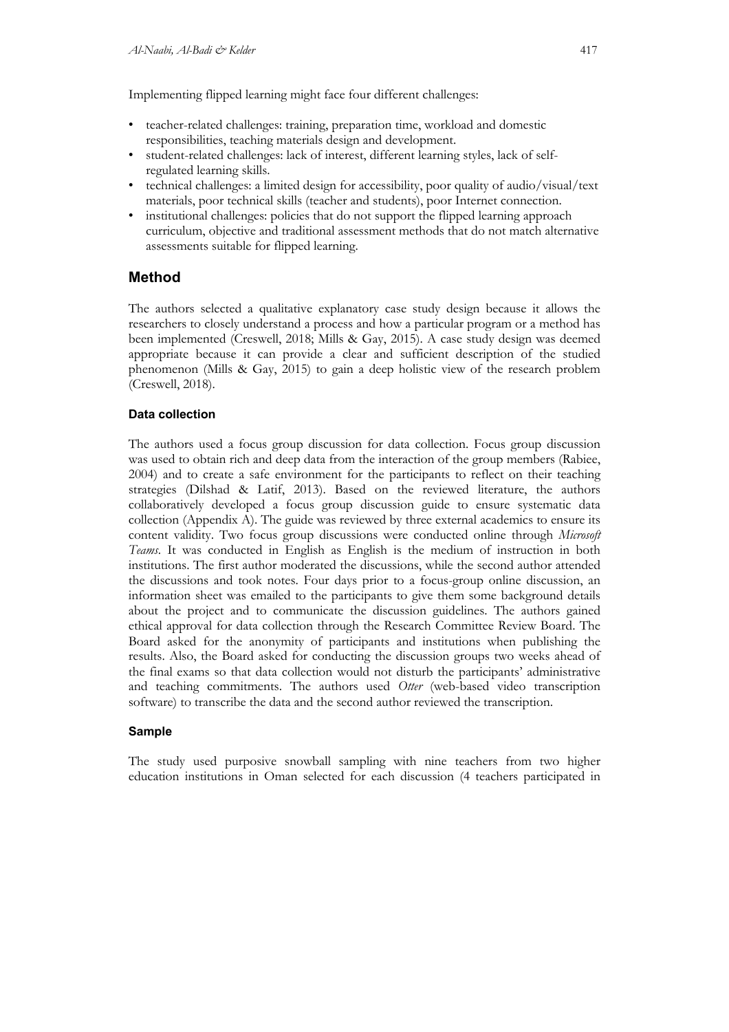Implementing flipped learning might face four different challenges:

- teacher-related challenges: training, preparation time, workload and domestic responsibilities, teaching materials design and development.
- student-related challenges: lack of interest, different learning styles, lack of self-regulated learning skills.
- technical challenges: a limited design for accessibility, poor quality of audio/visual/text materials, poor technical skills (teacher and students), poor Internet connection.
- institutional challenges: policies that do not support the flipped learning approach curriculum, objective and traditional assessment methods that do not match alternative assessments suitable for flipped learning.

## Method

The authors selected a qualitative explanatory case study design because it allows the researchers to closely understand a process and how a particular program or a method has been implemented (Creswell, 2018; Mills & Gay, 2015). A case study design was deemed appropriate because it can provide a clear and sufficient description of the studied phenomenon (Mills & Gay, 2015) to gain a deep holistic view of the research problem (Creswell, 2018).

### Data collection

The authors used a focus group discussion for data collection. Focus group discussion was used to obtain rich and deep data from the interaction of the group members (Rabiee, 2004) and to create a safe environment for the participants to reflect on their teaching strategies (Dilshad & Latif, 2013). Based on the reviewed literature, the authors collaboratively developed a focus group discussion guide to ensure systematic data collection (Appendix A). The guide was reviewed by three external academics to ensure its content validity. Two focus group discussions were conducted online through *Microsoft Teams*. It was conducted in English as English is the medium of instruction in both institutions. The first author moderated the discussions, while the second author attended the discussions and took notes. Four days prior to a focus-group online discussion, an information sheet was emailed to the participants to give them some background details about the project and to communicate the discussion guidelines. The authors gained ethical approval for data collection through the Research Committee Review Board. The Board asked for the anonymity of participants and institutions when publishing the results. Also, the Board asked for conducting the discussion groups two weeks ahead of the final exams so that data collection would not disturb the participants' administrative and teaching commitments. The authors used *Otter* (web-based video transcription software) to transcribe the data and the second author reviewed the transcription.

### Sample

The study used purposive snowball sampling with nine teachers from two higher education institutions in Oman selected for each discussion (4 teachers participated in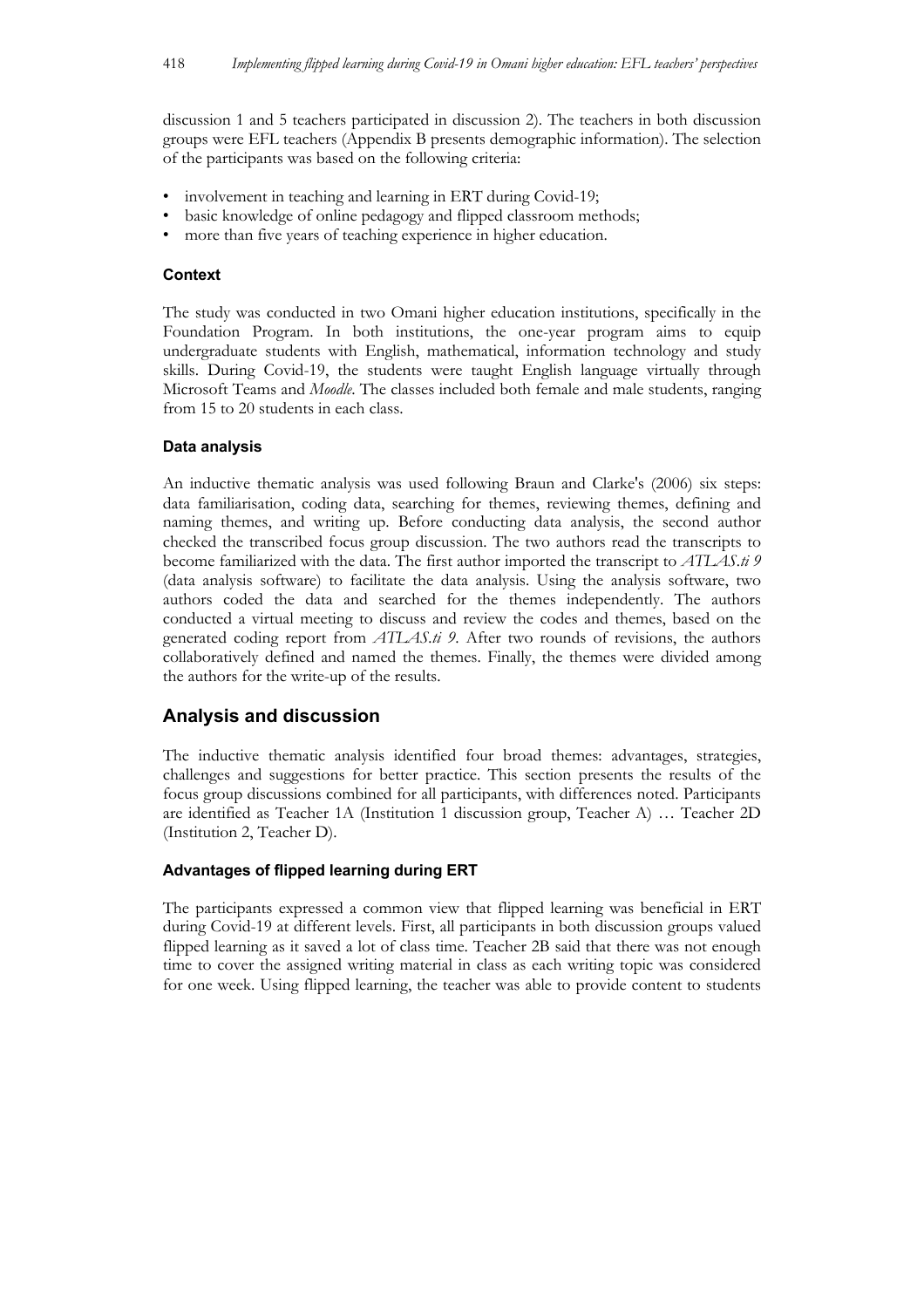discussion 1 and 5 teachers participated in discussion 2). The teachers in both discussion groups were EFL teachers (Appendix B presents demographic information). The selection of the participants was based on the following criteria:

- involvement in teaching and learning in ERT during Covid-19;
- basic knowledge of online pedagogy and flipped classroom methods;
- more than five years of teaching experience in higher education.

### Context

The study was conducted in two Omani higher education institutions, specifically in the Foundation Program. In both institutions, the one-year program aims to equip undergraduate students with English, mathematical, information technology and study skills. During Covid-19, the students were taught English language virtually through Microsoft Teams and *Moodle*. The classes included both female and male students, ranging from 15 to 20 students in each class.

### Data analysis

An inductive thematic analysis was used following Braun and Clarke's (2006) six steps: data familiarisation, coding data, searching for themes, reviewing themes, defining and naming themes, and writing up. Before conducting data analysis, the second author checked the transcribed focus group discussion. The two authors read the transcripts to become familiarized with the data. The first author imported the transcript to *ATLAS.ti 9* (data analysis software) to facilitate the data analysis. Using the analysis software, two authors coded the data and searched for the themes independently. The authors conducted a virtual meeting to discuss and review the codes and themes, based on the generated coding report from *ATLAS.ti 9*. After two rounds of revisions, the authors collaboratively defined and named the themes. Finally, the themes were divided among the authors for the write-up of the results.

## Analysis and discussion

The inductive thematic analysis identified four broad themes: advantages, strategies, challenges and suggestions for better practice. This section presents the results of the focus group discussions combined for all participants, with differences noted. Participants are identified as Teacher 1A (Institution 1 discussion group, Teacher A) … Teacher 2D (Institution 2, Teacher D).

### Advantages of flipped learning during ERT

The participants expressed a common view that flipped learning was beneficial in ERT during Covid-19 at different levels. First, all participants in both discussion groups valued flipped learning as it saved a lot of class time. Teacher 2B said that there was not enough time to cover the assigned writing material in class as each writing topic was considered for one week. Using flipped learning, the teacher was able to provide content to students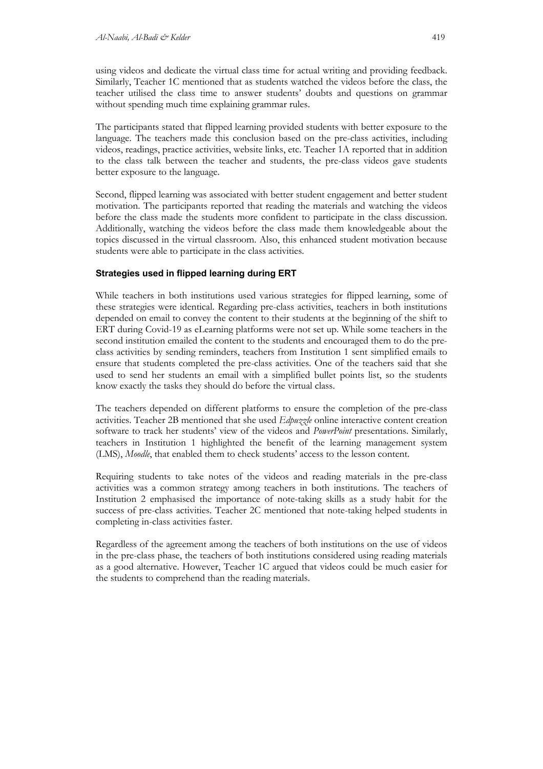using videos and dedicate the virtual class time for actual writing and providing feedback. Similarly, Teacher 1C mentioned that as students watched the videos before the class, the teacher utilised the class time to answer students' doubts and questions on grammar without spending much time explaining grammar rules.

The participants stated that flipped learning provided students with better exposure to the language. The teachers made this conclusion based on the pre-class activities, including videos, readings, practice activities, website links, etc. Teacher 1A reported that in addition to the class talk between the teacher and students, the pre-class videos gave students better exposure to the language.

Second, flipped learning was associated with better student engagement and better student motivation. The participants reported that reading the materials and watching the videos before the class made the students more confident to participate in the class discussion. Additionally, watching the videos before the class made them knowledgeable about the topics discussed in the virtual classroom. Also, this enhanced student motivation because students were able to participate in the class activities.

#### Strategies used in flipped learning during ERT

While teachers in both institutions used various strategies for flipped learning, some of these strategies were identical. Regarding pre-class activities, teachers in both institutions depended on email to convey the content to their students at the beginning of the shift to ERT during Covid-19 as eLearning platforms were not set up. While some teachers in the second institution emailed the content to the students and encouraged them to do the pre-class activities by sending reminders, teachers from Institution 1 sent simplified emails to ensure that students completed the pre-class activities. One of the teachers said that she used to send her students an email with a simplified bullet points list, so the students know exactly the tasks they should do before the virtual class.

The teachers depended on different platforms to ensure the completion of the pre-class activities. Teacher 2B mentioned that she used *Edpuzzle* online interactive content creation software to track her students' view of the videos and *PowerPoint* presentations. Similarly, teachers in Institution 1 highlighted the benefit of the learning management system (LMS), *Moodle*, that enabled them to check students' access to the lesson content.

Requiring students to take notes of the videos and reading materials in the pre-class activities was a common strategy among teachers in both institutions. The teachers of Institution 2 emphasised the importance of note-taking skills as a study habit for the success of pre-class activities. Teacher 2C mentioned that note-taking helped students in completing in-class activities faster.

Regardless of the agreement among the teachers of both institutions on the use of videos in the pre-class phase, the teachers of both institutions considered using reading materials as a good alternative. However, Teacher 1C argued that videos could be much easier for the students to comprehend than the reading materials.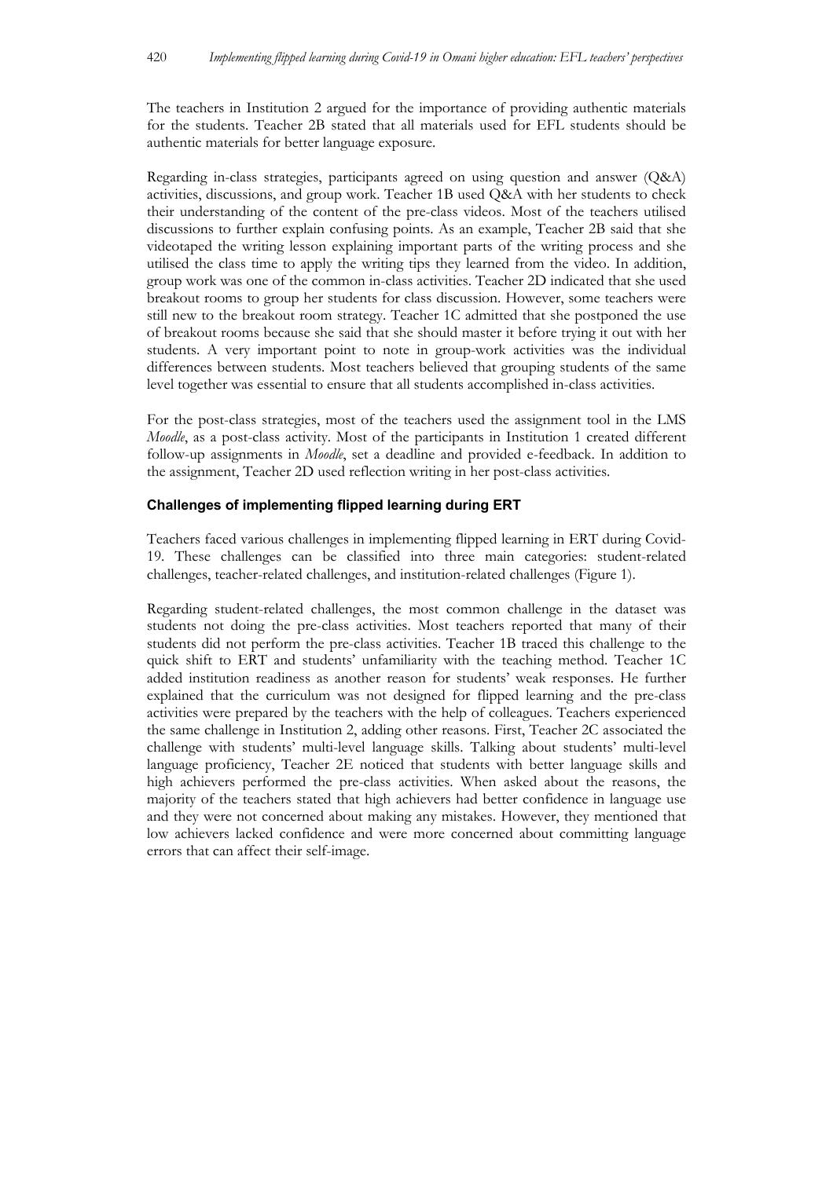The teachers in Institution 2 argued for the importance of providing authentic materials for the students. Teacher 2B stated that all materials used for EFL students should be authentic materials for better language exposure.

Regarding in-class strategies, participants agreed on using question and answer (Q&A) activities, discussions, and group work. Teacher 1B used Q&A with her students to check their understanding of the content of the pre-class videos. Most of the teachers utilised discussions to further explain confusing points. As an example, Teacher 2B said that she videotaped the writing lesson explaining important parts of the writing process and she utilised the class time to apply the writing tips they learned from the video. In addition, group work was one of the common in-class activities. Teacher 2D indicated that she used breakout rooms to group her students for class discussion. However, some teachers were still new to the breakout room strategy. Teacher 1C admitted that she postponed the use of breakout rooms because she said that she should master it before trying it out with her students. A very important point to note in group-work activities was the individual differences between students. Most teachers believed that grouping students of the same level together was essential to ensure that all students accomplished in-class activities.

For the post-class strategies, most of the teachers used the assignment tool in the LMS *Moodle*, as a post-class activity. Most of the participants in Institution 1 created different follow-up assignments in *Moodle*, set a deadline and provided e-feedback. In addition to the assignment, Teacher 2D used reflection writing in her post-class activities.

### Challenges of implementing flipped learning during ERT

Teachers faced various challenges in implementing flipped learning in ERT during Covid-19. These challenges can be classified into three main categories: student-related challenges, teacher-related challenges, and institution-related challenges (Figure 1).

Regarding student-related challenges, the most common challenge in the dataset was students not doing the pre-class activities. Most teachers reported that many of their students did not perform the pre-class activities. Teacher 1B traced this challenge to the quick shift to ERT and students' unfamiliarity with the teaching method. Teacher 1C added institution readiness as another reason for students' weak responses. He further explained that the curriculum was not designed for flipped learning and the pre-class activities were prepared by the teachers with the help of colleagues. Teachers experienced the same challenge in Institution 2, adding other reasons. First, Teacher 2C associated the challenge with students' multi-level language skills. Talking about students' multi-level language proficiency, Teacher 2E noticed that students with better language skills and high achievers performed the pre-class activities. When asked about the reasons, the majority of the teachers stated that high achievers had better confidence in language use and they were not concerned about making any mistakes. However, they mentioned that low achievers lacked confidence and were more concerned about committing language errors that can affect their self-image.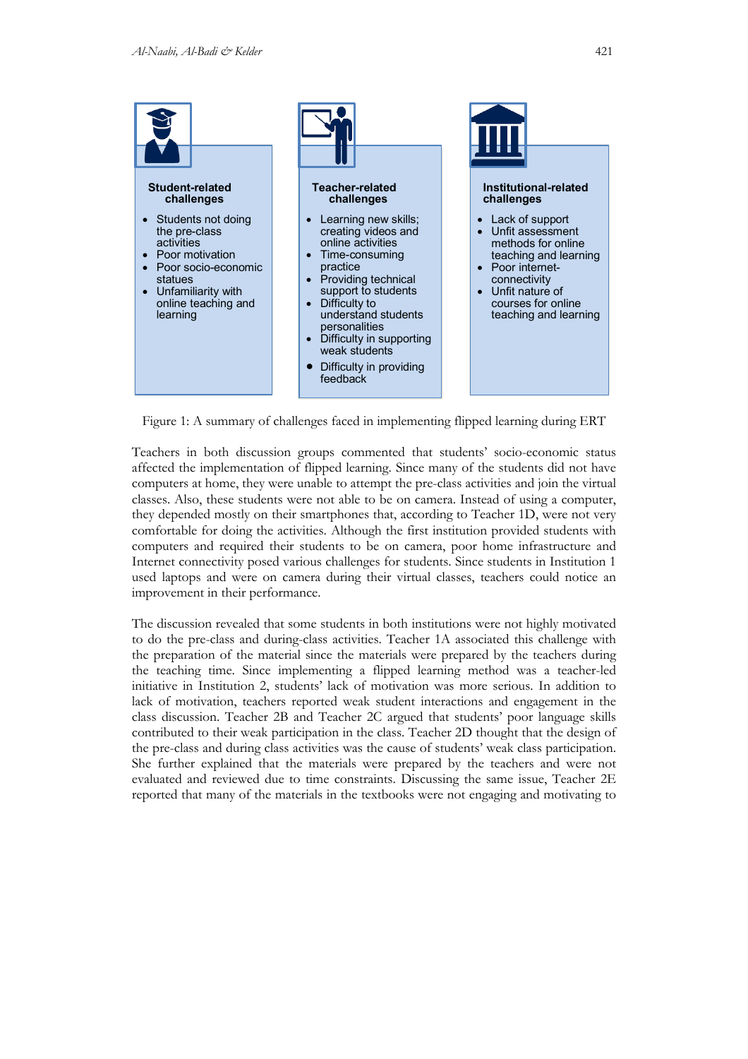**Student-related challenges**

- Students not doing the pre-class activities
- Poor motivation
- Poor socio-economic statues
- Unfamiliarity with online teaching and learning

**Teacher-related challenges**

- Learning new skills; creating videos and online activities
- Time-consuming practice
- Providing technical support to students
- Difficulty to understand students personalities
- Difficulty in supporting weak students
- Difficulty in providing feedback

**Institutional-related challenges**

- Lack of support
- Unfit assessment methods for online teaching and learning
- Poor internet-connectivity
- Unfit nature of courses for online teaching and learning

Figure 1: A summary of challenges faced in implementing flipped learning during ERT

Teachers in both discussion groups commented that students' socio-economic status affected the implementation of flipped learning. Since many of the students did not have computers at home, they were unable to attempt the pre-class activities and join the virtual classes. Also, these students were not able to be on camera. Instead of using a computer, they depended mostly on their smartphones that, according to Teacher 1D, were not very comfortable for doing the activities. Although the first institution provided students with computers and required their students to be on camera, poor home infrastructure and Internet connectivity posed various challenges for students. Since students in Institution 1 used laptops and were on camera during their virtual classes, teachers could notice an improvement in their performance.

The discussion revealed that some students in both institutions were not highly motivated to do the pre-class and during-class activities. Teacher 1A associated this challenge with the preparation of the material since the materials were prepared by the teachers during the teaching time. Since implementing a flipped learning method was a teacher-led initiative in Institution 2, students' lack of motivation was more serious. In addition to lack of motivation, teachers reported weak student interactions and engagement in the class discussion. Teacher 2B and Teacher 2C argued that students' poor language skills contributed to their weak participation in the class. Teacher 2D thought that the design of the pre-class and during class activities was the cause of students' weak class participation. She further explained that the materials were prepared by the teachers and were not evaluated and reviewed due to time constraints. Discussing the same issue, Teacher 2E reported that many of the materials in the textbooks were not engaging and motivating to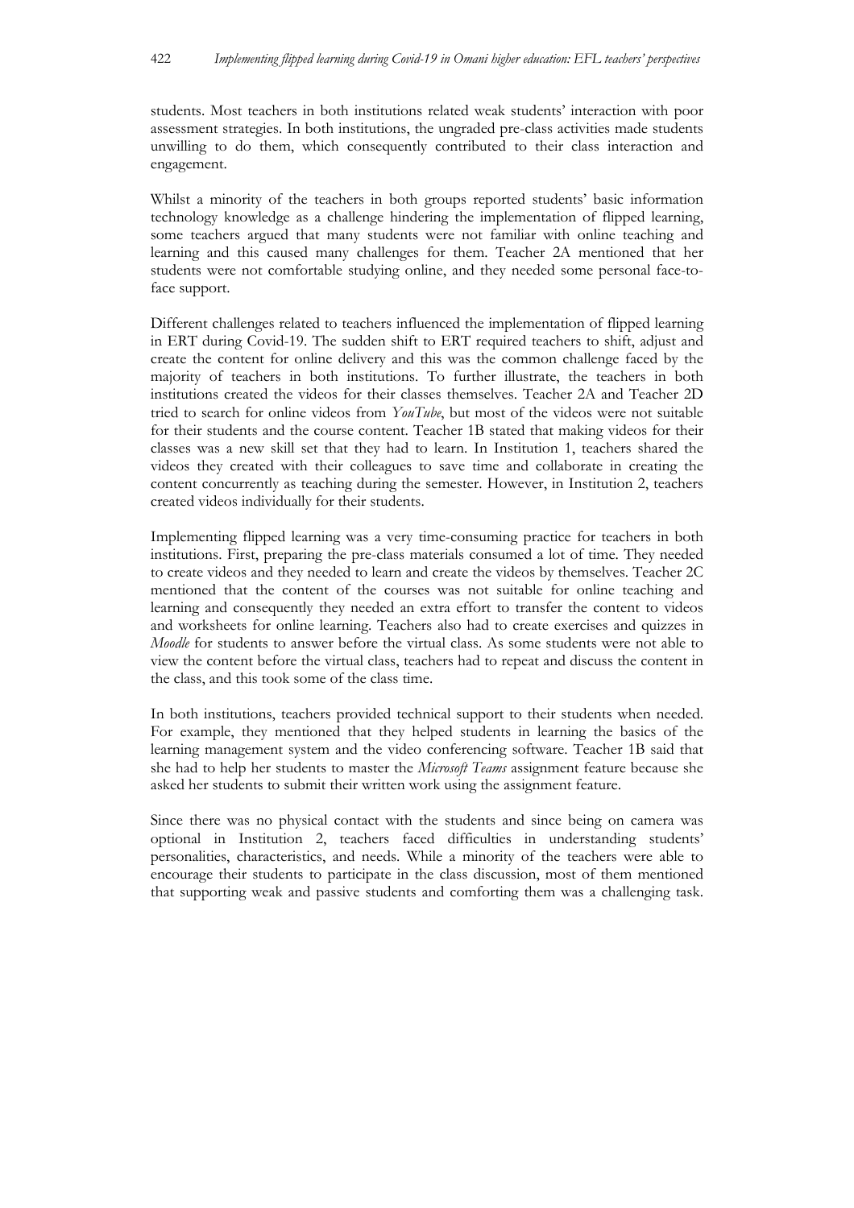students. Most teachers in both institutions related weak students' interaction with poor assessment strategies. In both institutions, the ungraded pre-class activities made students unwilling to do them, which consequently contributed to their class interaction and engagement.

Whilst a minority of the teachers in both groups reported students' basic information technology knowledge as a challenge hindering the implementation of flipped learning, some teachers argued that many students were not familiar with online teaching and learning and this caused many challenges for them. Teacher 2A mentioned that her students were not comfortable studying online, and they needed some personal face-to-face support.

Different challenges related to teachers influenced the implementation of flipped learning in ERT during Covid-19. The sudden shift to ERT required teachers to shift, adjust and create the content for online delivery and this was the common challenge faced by the majority of teachers in both institutions. To further illustrate, the teachers in both institutions created the videos for their classes themselves. Teacher 2A and Teacher 2D tried to search for online videos from *YouTube*, but most of the videos were not suitable for their students and the course content. Teacher 1B stated that making videos for their classes was a new skill set that they had to learn. In Institution 1, teachers shared the videos they created with their colleagues to save time and collaborate in creating the content concurrently as teaching during the semester. However, in Institution 2, teachers created videos individually for their students.

Implementing flipped learning was a very time-consuming practice for teachers in both institutions. First, preparing the pre-class materials consumed a lot of time. They needed to create videos and they needed to learn and create the videos by themselves. Teacher 2C mentioned that the content of the courses was not suitable for online teaching and learning and consequently they needed an extra effort to transfer the content to videos and worksheets for online learning. Teachers also had to create exercises and quizzes in *Moodle* for students to answer before the virtual class. As some students were not able to view the content before the virtual class, teachers had to repeat and discuss the content in the class, and this took some of the class time.

In both institutions, teachers provided technical support to their students when needed. For example, they mentioned that they helped students in learning the basics of the learning management system and the video conferencing software. Teacher 1B said that she had to help her students to master the *Microsoft Teams* assignment feature because she asked her students to submit their written work using the assignment feature.

Since there was no physical contact with the students and since being on camera was optional in Institution 2, teachers faced difficulties in understanding students' personalities, characteristics, and needs. While a minority of the teachers were able to encourage their students to participate in the class discussion, most of them mentioned that supporting weak and passive students and comforting them was a challenging task.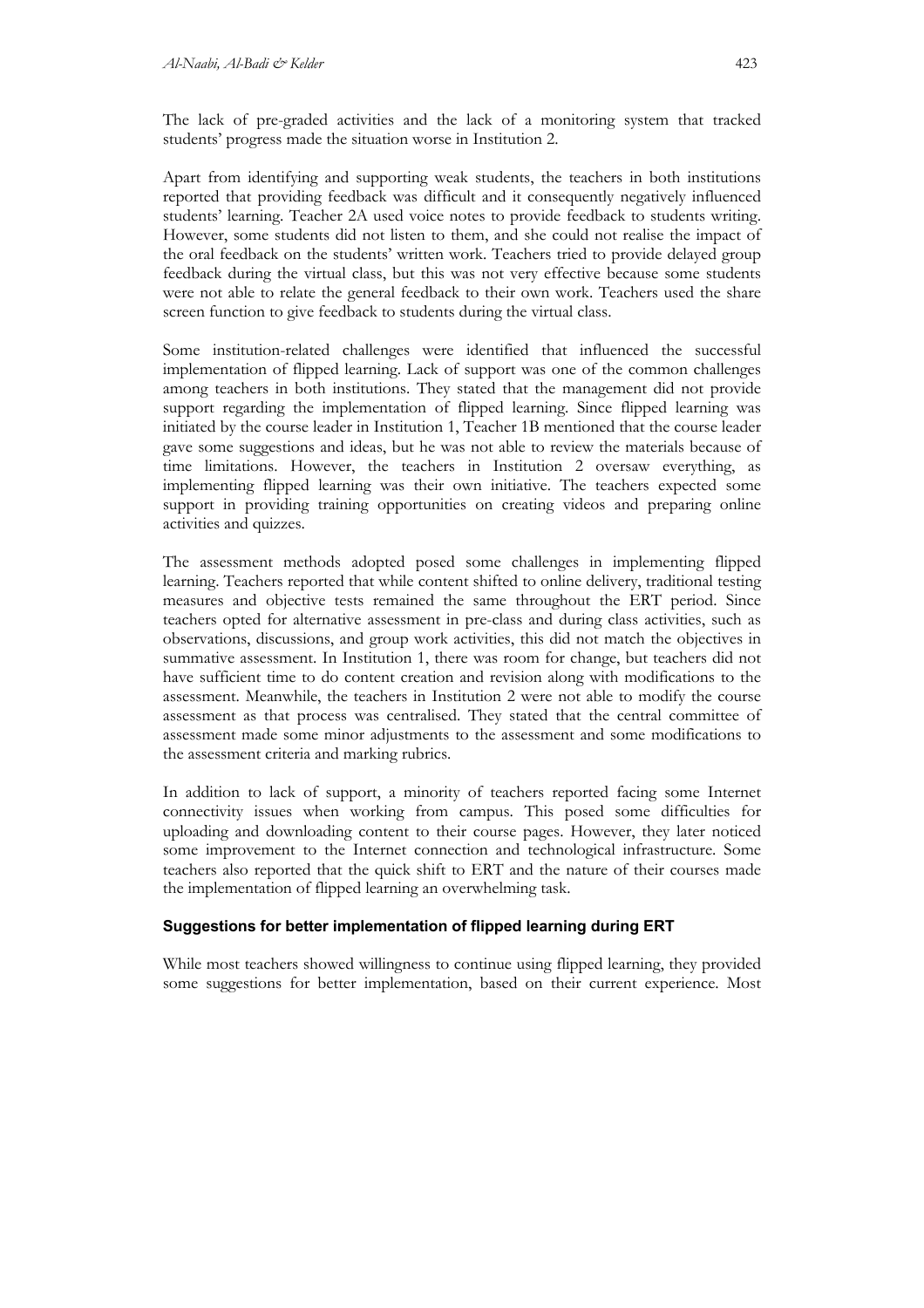The lack of pre-graded activities and the lack of a monitoring system that tracked students' progress made the situation worse in Institution 2.

Apart from identifying and supporting weak students, the teachers in both institutions reported that providing feedback was difficult and it consequently negatively influenced students' learning. Teacher 2A used voice notes to provide feedback to students writing. However, some students did not listen to them, and she could not realise the impact of the oral feedback on the students' written work. Teachers tried to provide delayed group feedback during the virtual class, but this was not very effective because some students were not able to relate the general feedback to their own work. Teachers used the share screen function to give feedback to students during the virtual class.

Some institution-related challenges were identified that influenced the successful implementation of flipped learning. Lack of support was one of the common challenges among teachers in both institutions. They stated that the management did not provide support regarding the implementation of flipped learning. Since flipped learning was initiated by the course leader in Institution 1, Teacher 1B mentioned that the course leader gave some suggestions and ideas, but he was not able to review the materials because of time limitations. However, the teachers in Institution 2 oversaw everything, as implementing flipped learning was their own initiative. The teachers expected some support in providing training opportunities on creating videos and preparing online activities and quizzes.

The assessment methods adopted posed some challenges in implementing flipped learning. Teachers reported that while content shifted to online delivery, traditional testing measures and objective tests remained the same throughout the ERT period. Since teachers opted for alternative assessment in pre-class and during class activities, such as observations, discussions, and group work activities, this did not match the objectives in summative assessment. In Institution 1, there was room for change, but teachers did not have sufficient time to do content creation and revision along with modifications to the assessment. Meanwhile, the teachers in Institution 2 were not able to modify the course assessment as that process was centralised. They stated that the central committee of assessment made some minor adjustments to the assessment and some modifications to the assessment criteria and marking rubrics.

In addition to lack of support, a minority of teachers reported facing some Internet connectivity issues when working from campus. This posed some difficulties for uploading and downloading content to their course pages. However, they later noticed some improvement to the Internet connection and technological infrastructure. Some teachers also reported that the quick shift to ERT and the nature of their courses made the implementation of flipped learning an overwhelming task.

### Suggestions for better implementation of flipped learning during ERT

While most teachers showed willingness to continue using flipped learning, they provided some suggestions for better implementation, based on their current experience. Most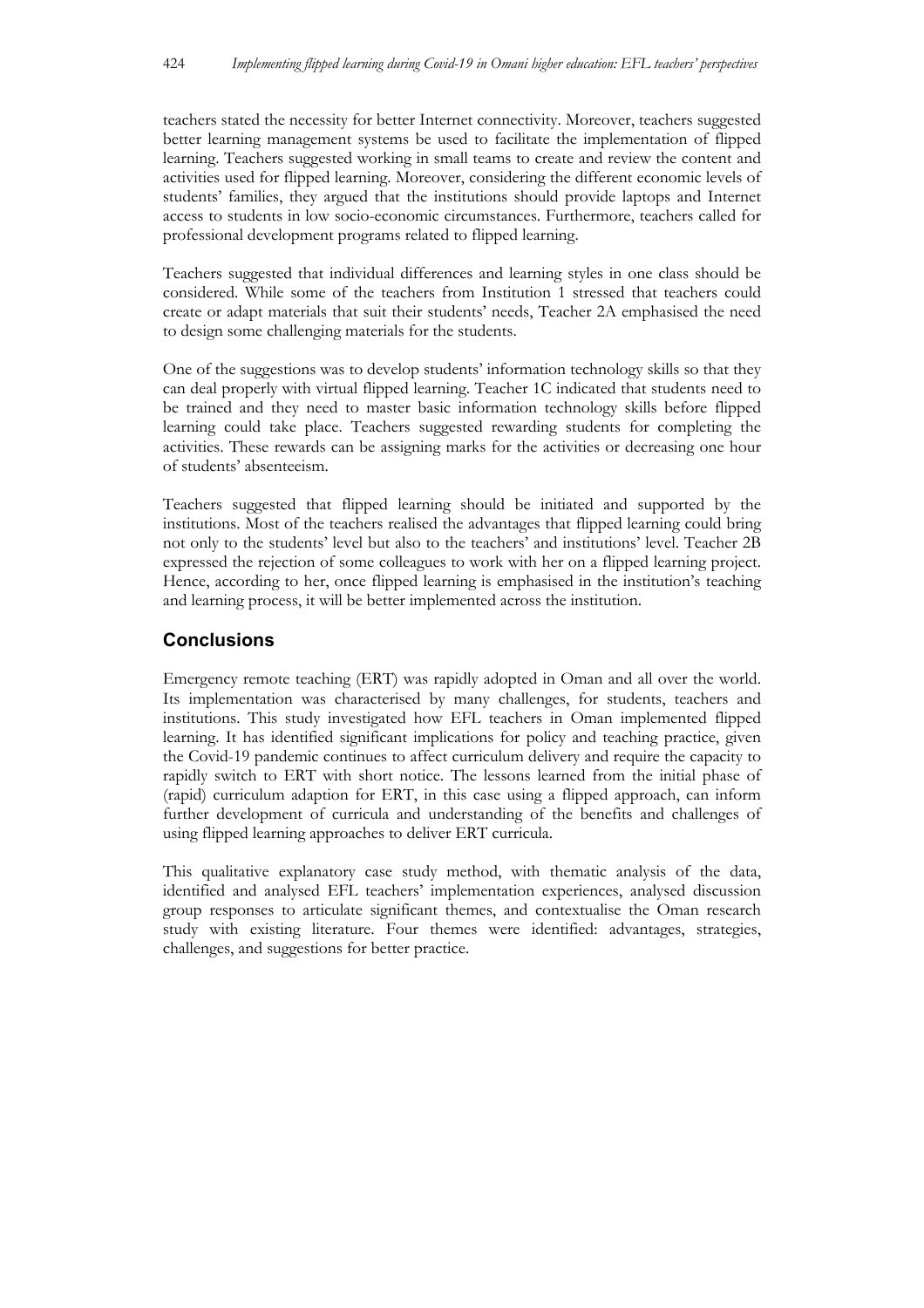teachers stated the necessity for better Internet connectivity. Moreover, teachers suggested better learning management systems be used to facilitate the implementation of flipped learning. Teachers suggested working in small teams to create and review the content and activities used for flipped learning. Moreover, considering the different economic levels of students' families, they argued that the institutions should provide laptops and Internet access to students in low socio-economic circumstances. Furthermore, teachers called for professional development programs related to flipped learning.

Teachers suggested that individual differences and learning styles in one class should be considered. While some of the teachers from Institution 1 stressed that teachers could create or adapt materials that suit their students' needs, Teacher 2A emphasised the need to design some challenging materials for the students.

One of the suggestions was to develop students' information technology skills so that they can deal properly with virtual flipped learning. Teacher 1C indicated that students need to be trained and they need to master basic information technology skills before flipped learning could take place. Teachers suggested rewarding students for completing the activities. These rewards can be assigning marks for the activities or decreasing one hour of students' absenteeism.

Teachers suggested that flipped learning should be initiated and supported by the institutions. Most of the teachers realised the advantages that flipped learning could bring not only to the students' level but also to the teachers' and institutions' level. Teacher 2B expressed the rejection of some colleagues to work with her on a flipped learning project. Hence, according to her, once flipped learning is emphasised in the institution's teaching and learning process, it will be better implemented across the institution.

## Conclusions

Emergency remote teaching (ERT) was rapidly adopted in Oman and all over the world. Its implementation was characterised by many challenges, for students, teachers and institutions. This study investigated how EFL teachers in Oman implemented flipped learning. It has identified significant implications for policy and teaching practice, given the Covid-19 pandemic continues to affect curriculum delivery and require the capacity to rapidly switch to ERT with short notice. The lessons learned from the initial phase of (rapid) curriculum adaption for ERT, in this case using a flipped approach, can inform further development of curricula and understanding of the benefits and challenges of using flipped learning approaches to deliver ERT curricula.

This qualitative explanatory case study method, with thematic analysis of the data, identified and analysed EFL teachers' implementation experiences, analysed discussion group responses to articulate significant themes, and contextualise the Oman research study with existing literature. Four themes were identified: advantages, strategies, challenges, and suggestions for better practice.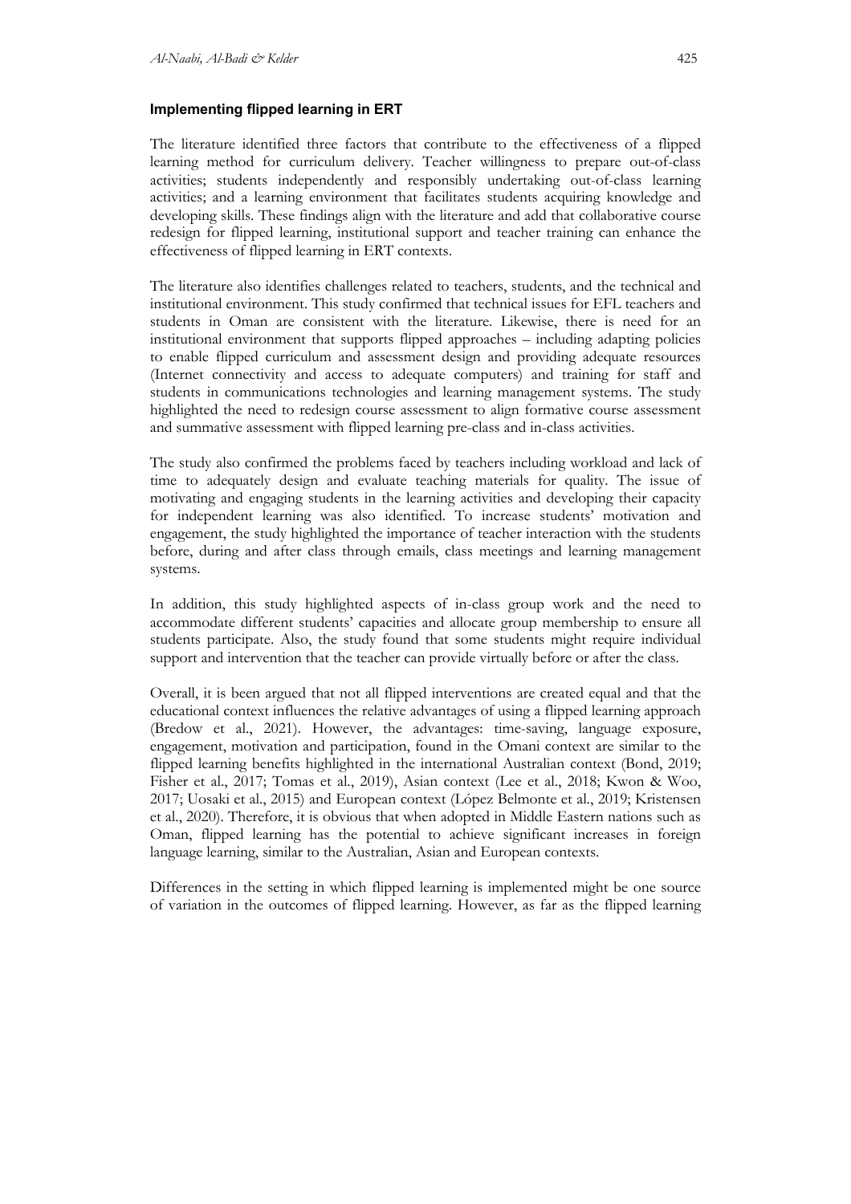### Implementing flipped learning in ERT

The literature identified three factors that contribute to the effectiveness of a flipped learning method for curriculum delivery. Teacher willingness to prepare out-of-class activities; students independently and responsibly undertaking out-of-class learning activities; and a learning environment that facilitates students acquiring knowledge and developing skills. These findings align with the literature and add that collaborative course redesign for flipped learning, institutional support and teacher training can enhance the effectiveness of flipped learning in ERT contexts.

The literature also identifies challenges related to teachers, students, and the technical and institutional environment. This study confirmed that technical issues for EFL teachers and students in Oman are consistent with the literature. Likewise, there is need for an institutional environment that supports flipped approaches – including adapting policies to enable flipped curriculum and assessment design and providing adequate resources (Internet connectivity and access to adequate computers) and training for staff and students in communications technologies and learning management systems. The study highlighted the need to redesign course assessment to align formative course assessment and summative assessment with flipped learning pre-class and in-class activities.

The study also confirmed the problems faced by teachers including workload and lack of time to adequately design and evaluate teaching materials for quality. The issue of motivating and engaging students in the learning activities and developing their capacity for independent learning was also identified. To increase students' motivation and engagement, the study highlighted the importance of teacher interaction with the students before, during and after class through emails, class meetings and learning management systems.

In addition, this study highlighted aspects of in-class group work and the need to accommodate different students' capacities and allocate group membership to ensure all students participate. Also, the study found that some students might require individual support and intervention that the teacher can provide virtually before or after the class.

Overall, it is been argued that not all flipped interventions are created equal and that the educational context influences the relative advantages of using a flipped learning approach (Bredow et al., 2021). However, the advantages: time-saving, language exposure, engagement, motivation and participation, found in the Omani context are similar to the flipped learning benefits highlighted in the international Australian context (Bond, 2019; Fisher et al., 2017; Tomas et al., 2019), Asian context (Lee et al., 2018; Kwon & Woo, 2017; Uosaki et al., 2015) and European context (López Belmonte et al., 2019; Kristensen et al., 2020). Therefore, it is obvious that when adopted in Middle Eastern nations such as Oman, flipped learning has the potential to achieve significant increases in foreign language learning, similar to the Australian, Asian and European contexts.

Differences in the setting in which flipped learning is implemented might be one source of variation in the outcomes of flipped learning. However, as far as the flipped learning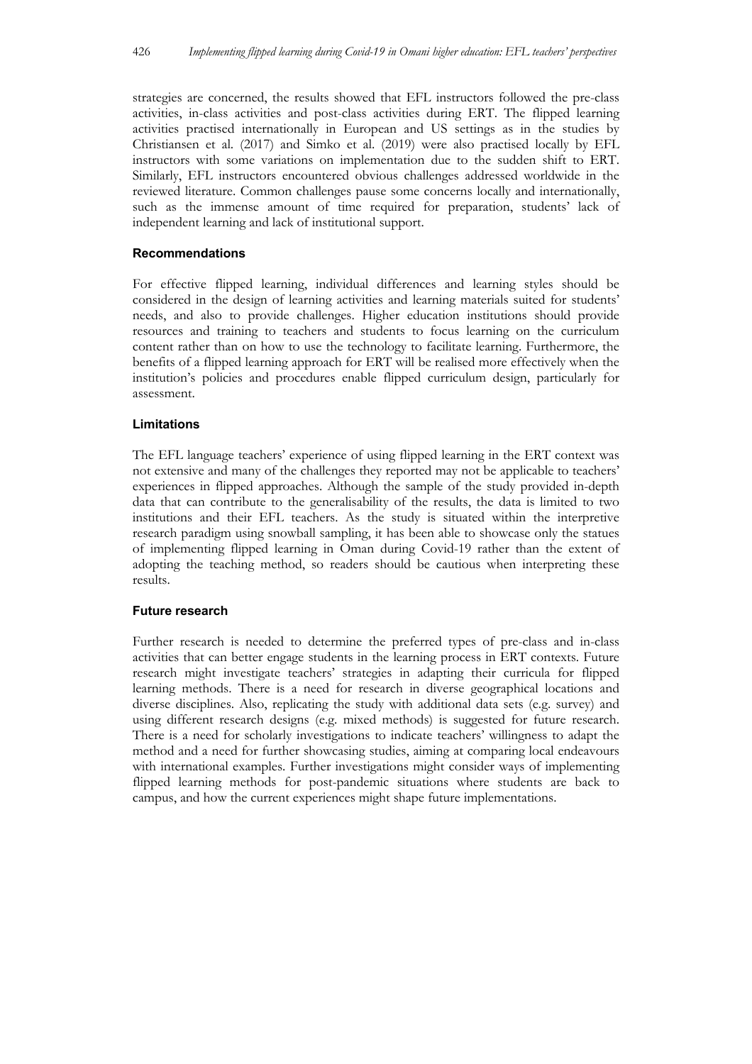strategies are concerned, the results showed that EFL instructors followed the pre-class activities, in-class activities and post-class activities during ERT. The flipped learning activities practised internationally in European and US settings as in the studies by Christiansen et al. (2017) and Simko et al. (2019) were also practised locally by EFL instructors with some variations on implementation due to the sudden shift to ERT. Similarly, EFL instructors encountered obvious challenges addressed worldwide in the reviewed literature. Common challenges pause some concerns locally and internationally, such as the immense amount of time required for preparation, students' lack of independent learning and lack of institutional support.

### Recommendations

For effective flipped learning, individual differences and learning styles should be considered in the design of learning activities and learning materials suited for students' needs, and also to provide challenges. Higher education institutions should provide resources and training to teachers and students to focus learning on the curriculum content rather than on how to use the technology to facilitate learning. Furthermore, the benefits of a flipped learning approach for ERT will be realised more effectively when the institution's policies and procedures enable flipped curriculum design, particularly for assessment.

### Limitations

The EFL language teachers' experience of using flipped learning in the ERT context was not extensive and many of the challenges they reported may not be applicable to teachers' experiences in flipped approaches. Although the sample of the study provided in-depth data that can contribute to the generalisability of the results, the data is limited to two institutions and their EFL teachers. As the study is situated within the interpretive research paradigm using snowball sampling, it has been able to showcase only the statues of implementing flipped learning in Oman during Covid-19 rather than the extent of adopting the teaching method, so readers should be cautious when interpreting these results.

### Future research

Further research is needed to determine the preferred types of pre-class and in-class activities that can better engage students in the learning process in ERT contexts. Future research might investigate teachers' strategies in adapting their curricula for flipped learning methods. There is a need for research in diverse geographical locations and diverse disciplines. Also, replicating the study with additional data sets (e.g. survey) and using different research designs (e.g. mixed methods) is suggested for future research. There is a need for scholarly investigations to indicate teachers' willingness to adapt the method and a need for further showcasing studies, aiming at comparing local endeavours with international examples. Further investigations might consider ways of implementing flipped learning methods for post-pandemic situations where students are back to campus, and how the current experiences might shape future implementations.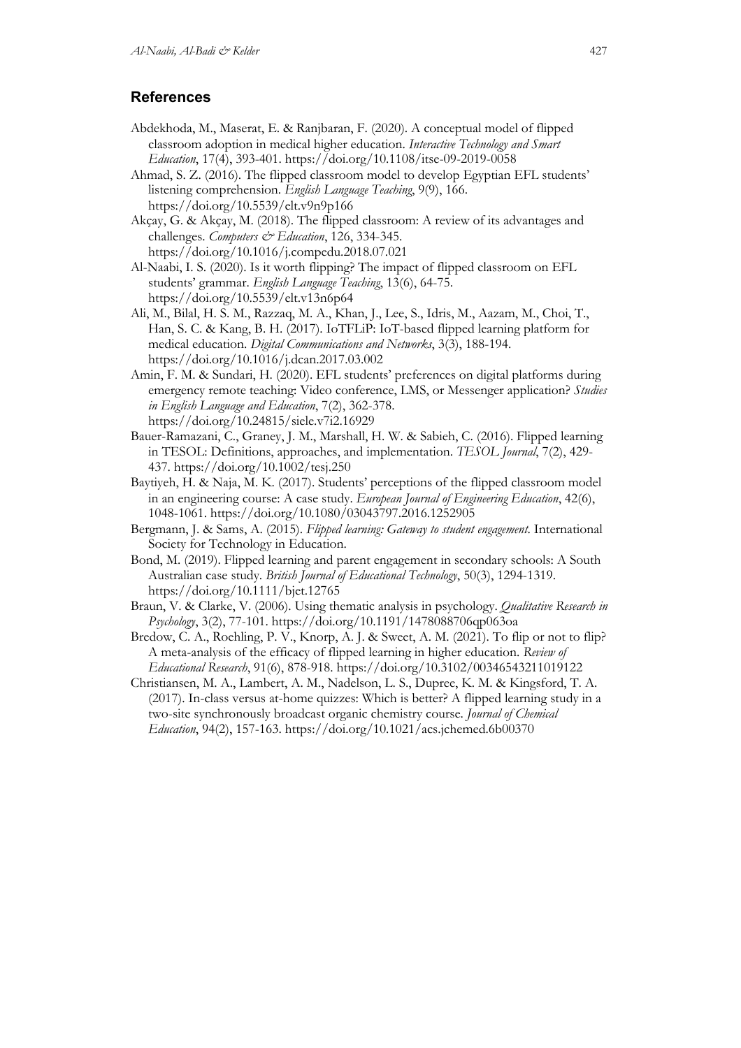## References

Abdekhoda, M., Maserat, E. & Ranjbaran, F. (2020). A conceptual model of flipped classroom adoption in medical higher education. *Interactive Technology and Smart Education*, 17(4), 393-401. https://doi.org/10.1108/itse-09-2019-0058

Ahmad, S. Z. (2016). The flipped classroom model to develop Egyptian EFL students' listening comprehension. *English Language Teaching*, 9(9), 166. https://doi.org/10.5539/elt.v9n9p166

Akçay, G. & Akçay, M. (2018). The flipped classroom: A review of its advantages and challenges. *Computers & Education*, 126, 334-345. https://doi.org/10.1016/j.compedu.2018.07.021

Al-Naabi, I. S. (2020). Is it worth flipping? The impact of flipped classroom on EFL students' grammar. *English Language Teaching*, 13(6), 64-75. https://doi.org/10.5539/elt.v13n6p64

Ali, M., Bilal, H. S. M., Razzaq, M. A., Khan, J., Lee, S., Idris, M., Aazam, M., Choi, T., Han, S. C. & Kang, B. H. (2017). IoTFLiP: IoT-based flipped learning platform for medical education. *Digital Communications and Networks*, 3(3), 188-194. https://doi.org/10.1016/j.dcan.2017.03.002

Amin, F. M. & Sundari, H. (2020). EFL students' preferences on digital platforms during emergency remote teaching: Video conference, LMS, or Messenger application? *Studies in English Language and Education*, 7(2), 362-378. https://doi.org/10.24815/siele.v7i2.16929

Bauer-Ramazani, C., Graney, J. M., Marshall, H. W. & Sabieh, C. (2016). Flipped learning in TESOL: Definitions, approaches, and implementation. *TESOL Journal*, 7(2), 429-437. https://doi.org/10.1002/tesj.250

Baytiyeh, H. & Naja, M. K. (2017). Students' perceptions of the flipped classroom model in an engineering course: A case study. *European Journal of Engineering Education*, 42(6), 1048-1061. https://doi.org/10.1080/03043797.2016.1252905

Bergmann, J. & Sams, A. (2015). *Flipped learning: Gateway to student engagement*. International Society for Technology in Education.

Bond, M. (2019). Flipped learning and parent engagement in secondary schools: A South Australian case study. *British Journal of Educational Technology*, 50(3), 1294-1319. https://doi.org/10.1111/bjet.12765

Braun, V. & Clarke, V. (2006). Using thematic analysis in psychology. *Qualitative Research in Psychology*, 3(2), 77-101. https://doi.org/10.1191/1478088706qp063oa

Bredow, C. A., Roehling, P. V., Knorp, A. J. & Sweet, A. M. (2021). To flip or not to flip? A meta-analysis of the efficacy of flipped learning in higher education. *Review of Educational Research*, 91(6), 878-918. https://doi.org/10.3102/00346543211019122

Christiansen, M. A., Lambert, A. M., Nadelson, L. S., Dupree, K. M. & Kingsford, T. A. (2017). In-class versus at-home quizzes: Which is better? A flipped learning study in a two-site synchronously broadcast organic chemistry course. *Journal of Chemical Education*, 94(2), 157-163. https://doi.org/10.1021/acs.jchemed.6b00370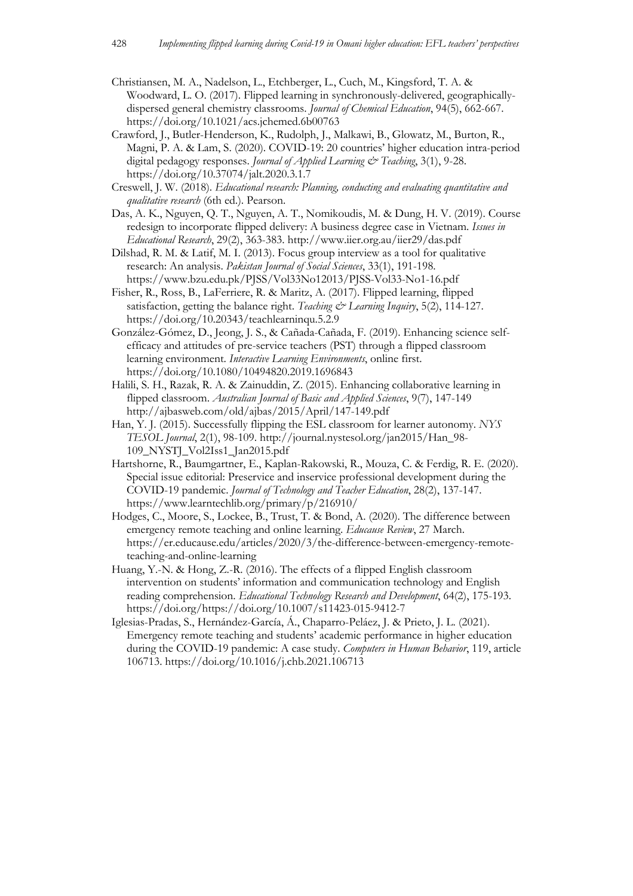Christiansen, M. A., Nadelson, L., Etchberger, L., Cuch, M., Kingsford, T. A. & Woodward, L. O. (2017). Flipped learning in synchronously-delivered, geographically-dispersed general chemistry classrooms. *Journal of Chemical Education*, 94(5), 662-667. https://doi.org/10.1021/acs.jchemed.6b00763

Crawford, J., Butler-Henderson, K., Rudolph, J., Malkawi, B., Glowatz, M., Burton, R., Magni, P. A. & Lam, S. (2020). COVID-19: 20 countries' higher education intra-period digital pedagogy responses. *Journal of Applied Learning & Teaching*, 3(1), 9-28. https://doi.org/10.37074/jalt.2020.3.1.7

Creswell, J. W. (2018). *Educational research: Planning, conducting and evaluating quantitative and qualitative research* (6th ed.). Pearson.

Das, A. K., Nguyen, Q. T., Nguyen, A. T., Nomikoudis, M. & Dung, H. V. (2019). Course redesign to incorporate flipped delivery: A business degree case in Vietnam. *Issues in Educational Research*, 29(2), 363-383. http://www.iier.org.au/iier29/das.pdf

Dilshad, R. M. & Latif, M. I. (2013). Focus group interview as a tool for qualitative research: An analysis. *Pakistan Journal of Social Sciences*, 33(1), 191-198. https://www.bzu.edu.pk/PJSS/Vol33No12013/PJSS-Vol33-No1-16.pdf

Fisher, R., Ross, B., LaFerriere, R. & Maritz, A. (2017). Flipped learning, flipped satisfaction, getting the balance right. *Teaching & Learning Inquiry*, 5(2), 114-127. https://doi.org/10.20343/teachlearninqu.5.2.9

González-Gómez, D., Jeong, J. S., & Cañada-Cañada, F. (2019). Enhancing science self-efficacy and attitudes of pre-service teachers (PST) through a flipped classroom learning environment. *Interactive Learning Environments*, online first. https://doi.org/10.1080/10494820.2019.1696843

Halili, S. H., Razak, R. A. & Zainuddin, Z. (2015). Enhancing collaborative learning in flipped classroom. *Australian Journal of Basic and Applied Sciences*, 9(7), 147-149 http://ajbasweb.com/old/ajbas/2015/April/147-149.pdf

Han, Y. J. (2015). Successfully flipping the ESL classroom for learner autonomy. *NYS TESOL Journal*, 2(1), 98-109. http://journal.nystesol.org/jan2015/Han_98-109_NYSTJ_Vol2Iss1_Jan2015.pdf

Hartshorne, R., Baumgartner, E., Kaplan-Rakowski, R., Mouza, C. & Ferdig, R. E. (2020). Special issue editorial: Preservice and inservice professional development during the COVID-19 pandemic. *Journal of Technology and Teacher Education*, 28(2), 137-147. https://www.learntechlib.org/primary/p/216910/

Hodges, C., Moore, S., Lockee, B., Trust, T. & Bond, A. (2020). The difference between emergency remote teaching and online learning. *Educause Review*, 27 March. https://er.educause.edu/articles/2020/3/the-difference-between-emergency-remote-teaching-and-online-learning

Huang, Y.-N. & Hong, Z.-R. (2016). The effects of a flipped English classroom intervention on students' information and communication technology and English reading comprehension. *Educational Technology Research and Development*, 64(2), 175-193. https://doi.org/https://doi.org/10.1007/s11423-015-9412-7

Iglesias-Pradas, S., Hernández-García, Á., Chaparro-Peláez, J. & Prieto, J. L. (2021). Emergency remote teaching and students' academic performance in higher education during the COVID-19 pandemic: A case study. *Computers in Human Behavior*, 119, article 106713. https://doi.org/10.1016/j.chb.2021.106713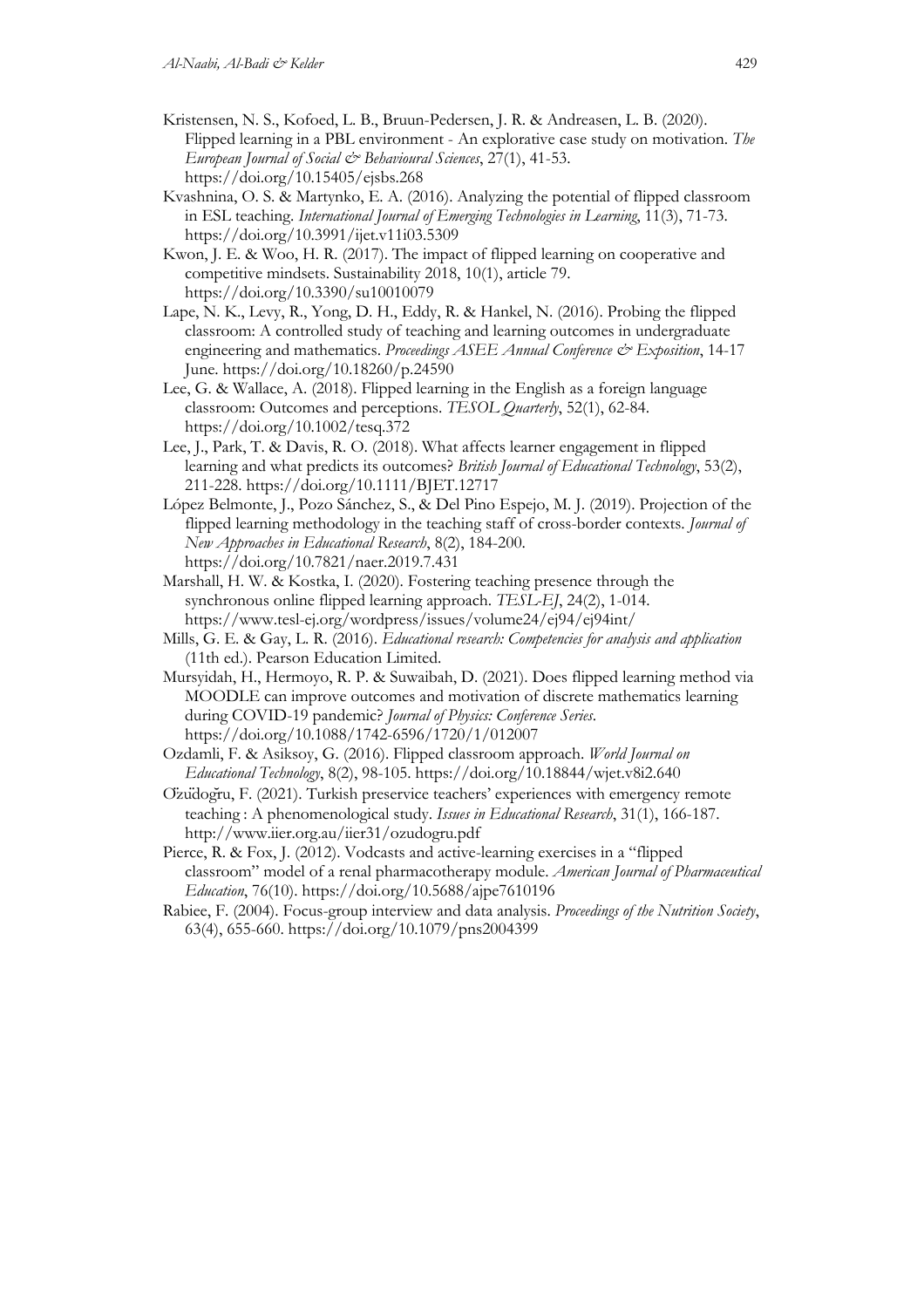Kristensen, N. S., Kofoed, L. B., Bruun-Pedersen, J. R. & Andreasen, L. B. (2020). Flipped learning in a PBL environment - An explorative case study on motivation. *The European Journal of Social & Behavioural Sciences*, 27(1), 41-53. https://doi.org/10.15405/ejsbs.268

Kvashnina, O. S. & Martynko, E. A. (2016). Analyzing the potential of flipped classroom in ESL teaching. *International Journal of Emerging Technologies in Learning*, 11(3), 71-73. https://doi.org/10.3991/ijet.v11i03.5309

Kwon, J. E. & Woo, H. R. (2017). The impact of flipped learning on cooperative and competitive mindsets. Sustainability 2018, 10(1), article 79. https://doi.org/10.3390/su10010079

Lape, N. K., Levy, R., Yong, D. H., Eddy, R. & Hankel, N. (2016). Probing the flipped classroom: A controlled study of teaching and learning outcomes in undergraduate engineering and mathematics. *Proceedings ASEE Annual Conference & Exposition*, 14-17 June. https://doi.org/10.18260/p.24590

Lee, G. & Wallace, A. (2018). Flipped learning in the English as a foreign language classroom: Outcomes and perceptions. *TESOL Quarterly*, 52(1), 62-84. https://doi.org/10.1002/tesq.372

Lee, J., Park, T. & Davis, R. O. (2018). What affects learner engagement in flipped learning and what predicts its outcomes? *British Journal of Educational Technology*, 53(2), 211-228. https://doi.org/10.1111/BJET.12717

López Belmonte, J., Pozo Sánchez, S., & Del Pino Espejo, M. J. (2019). Projection of the flipped learning methodology in the teaching staff of cross-border contexts. *Journal of New Approaches in Educational Research*, 8(2), 184-200. https://doi.org/10.7821/naer.2019.7.431

Marshall, H. W. & Kostka, I. (2020). Fostering teaching presence through the synchronous online flipped learning approach. *TESL-EJ*, 24(2), 1-014. https://www.tesl-ej.org/wordpress/issues/volume24/ej94/ej94int/

Mills, G. E. & Gay, L. R. (2016). *Educational research: Competencies for analysis and application* (11th ed.). Pearson Education Limited.

Mursyidah, H., Hermoyo, R. P. & Suwaibah, D. (2021). Does flipped learning method via MOODLE can improve outcomes and motivation of discrete mathematics learning during COVID-19 pandemic? *Journal of Physics: Conference Series*. https://doi.org/10.1088/1742-6596/1720/1/012007

Ozdamli, F. & Asiksoy, G. (2016). Flipped classroom approach. *World Journal on Educational Technology*, 8(2), 98-105. https://doi.org/10.18844/wjet.v8i2.640

Özüdoğru, F. (2021). Turkish preservice teachers' experiences with emergency remote teaching : A phenomenological study. *Issues in Educational Research*, 31(1), 166-187. http://www.iier.org.au/iier31/ozudogru.pdf

Pierce, R. & Fox, J. (2012). Vodcasts and active-learning exercises in a "flipped classroom" model of a renal pharmacotherapy module. *American Journal of Pharmaceutical Education*, 76(10). https://doi.org/10.5688/ajpe7610196

Rabiee, F. (2004). Focus-group interview and data analysis. *Proceedings of the Nutrition Society*, 63(4), 655-660. https://doi.org/10.1079/pns2004399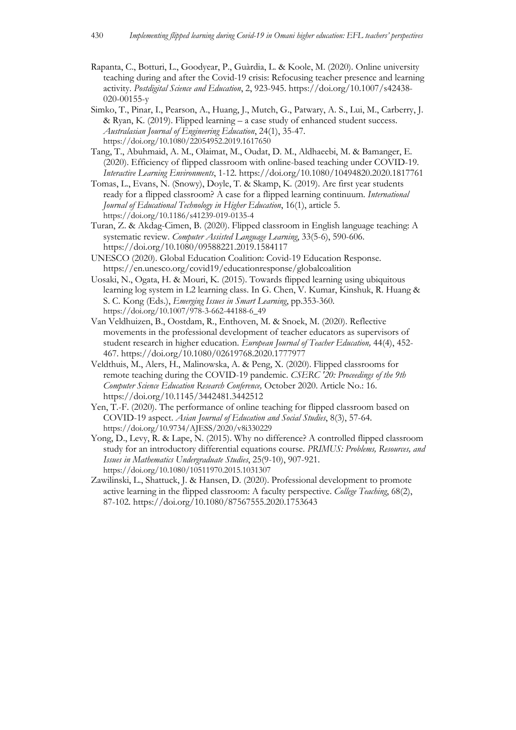Rapanta, C., Botturi, L., Goodyear, P., Guàrdia, L. & Koole, M. (2020). Online university teaching during and after the Covid-19 crisis: Refocusing teacher presence and learning activity. *Postdigital Science and Education*, 2, 923-945. https://doi.org/10.1007/s42438-020-00155-y

Simko, T., Pinar, I., Pearson, A., Huang, J., Mutch, G., Patwary, A. S., Lui, M., Carberry, J. & Ryan, K. (2019). Flipped learning – a case study of enhanced student success. *Australasian Journal of Engineering Education*, 24(1), 35-47. https://doi.org/10.1080/22054952.2019.1617650

Tang, T., Abuhmaid, A. M., Olaimat, M., Oudat, D. M., Aldhaeebi, M. & Bamanger, E. (2020). Efficiency of flipped classroom with online-based teaching under COVID-19. *Interactive Learning Environments*, 1-12. https://doi.org/10.1080/10494820.2020.1817761

Tomas, L., Evans, N. (Snowy), Doyle, T. & Skamp, K. (2019). Are first year students ready for a flipped classroom? A case for a flipped learning continuum. *International Journal of Educational Technology in Higher Education*, 16(1), article 5. https://doi.org/10.1186/s41239-019-0135-4

Turan, Z. & Akdag-Cimen, B. (2020). Flipped classroom in English language teaching: A systematic review. *Computer Assisted Language Learning*, 33(5-6), 590-606. https://doi.org/10.1080/09588221.2019.1584117

UNESCO (2020). Global Education Coalition: Covid-19 Education Response. https://en.unesco.org/covid19/educationresponse/globalcoalition

Uosaki, N., Ogata, H. & Mouri, K. (2015). Towards flipped learning using ubiquitous learning log system in L2 learning class. In G. Chen, V. Kumar, Kinshuk, R. Huang & S. C. Kong (Eds.), *Emerging Issues in Smart Learning*, pp.353-360. https://doi.org/10.1007/978-3-662-44188-6_49

Van Veldhuizen, B., Oostdam, R., Enthoven, M. & Snoek, M. (2020). Reflective movements in the professional development of teacher educators as supervisors of student research in higher education. *European Journal of Teacher Education,* 44(4), 452-467. https://doi.org/10.1080/02619768.2020.1777977

Veldthuis, M., Alers, H., Malinowska, A. & Peng, X. (2020). Flipped classrooms for remote teaching during the COVID-19 pandemic. *CSERC '20: Proceedings of the 9th Computer Science Education Research Conference,* October 2020. Article No.: 16. https://doi.org/10.1145/3442481.3442512

Yen, T.-F. (2020). The performance of online teaching for flipped classroom based on COVID-19 aspect. *Asian Journal of Education and Social Studies*, 8(3), 57-64. https://doi.org/10.9734/AJESS/2020/v8i330229

Yong, D., Levy, R. & Lape, N. (2015). Why no difference? A controlled flipped classroom study for an introductory differential equations course. *PRIMUS: Problems, Resources, and Issues in Mathematics Undergraduate Studies*, 25(9-10), 907-921. https://doi.org/10.1080/10511970.2015.1031307

Zawilinski, L., Shattuck, J. & Hansen, D. (2020). Professional development to promote active learning in the flipped classroom: A faculty perspective. *College Teaching*, 68(2), 87-102. https://doi.org/10.1080/87567555.2020.1753643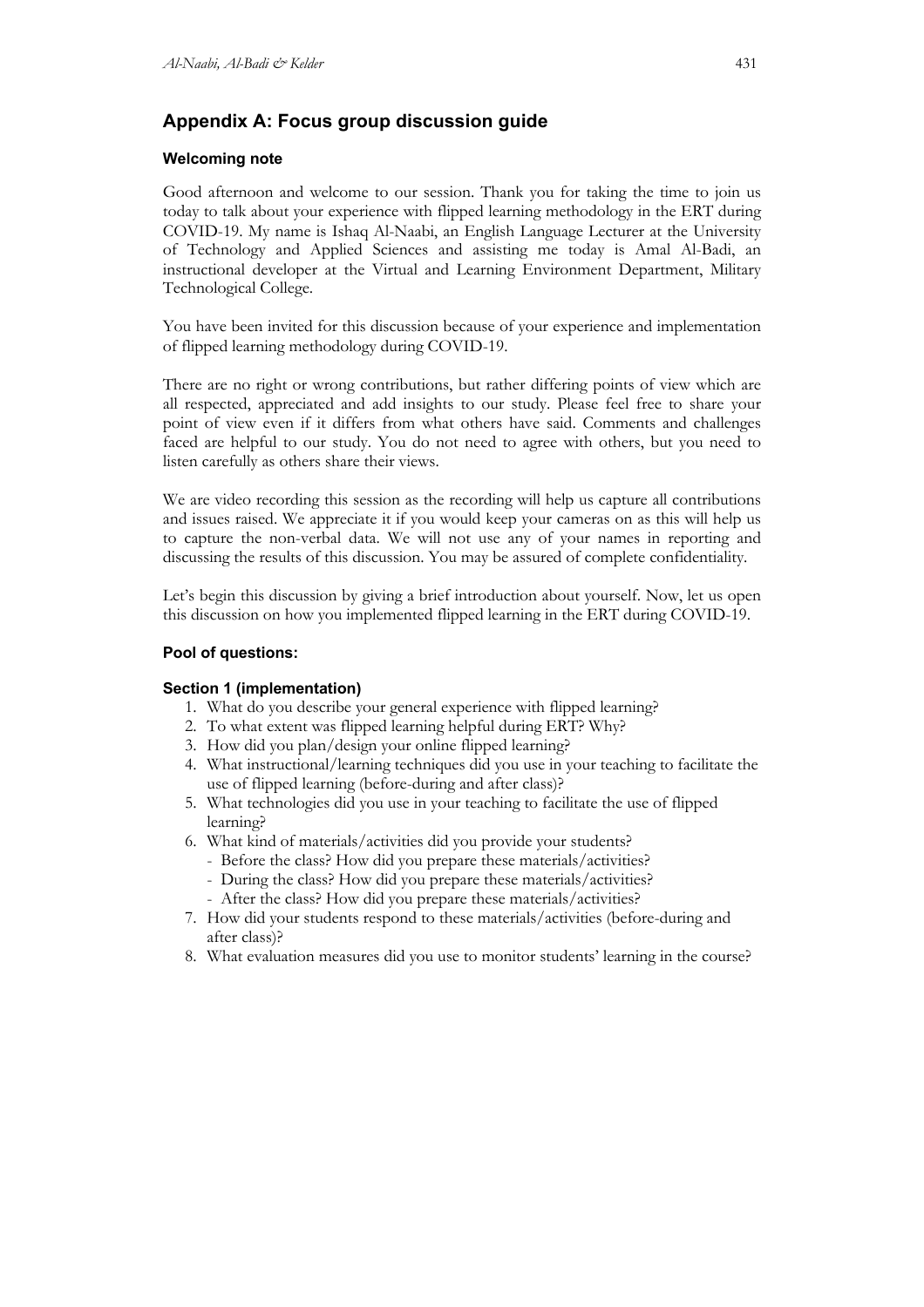## Appendix A: Focus group discussion guide

### Welcoming note

Good afternoon and welcome to our session. Thank you for taking the time to join us today to talk about your experience with flipped learning methodology in the ERT during COVID-19. My name is Ishaq Al-Naabi, an English Language Lecturer at the University of Technology and Applied Sciences and assisting me today is Amal Al-Badi, an instructional developer at the Virtual and Learning Environment Department, Military Technological College.

You have been invited for this discussion because of your experience and implementation of flipped learning methodology during COVID-19.

There are no right or wrong contributions, but rather differing points of view which are all respected, appreciated and add insights to our study. Please feel free to share your point of view even if it differs from what others have said. Comments and challenges faced are helpful to our study. You do not need to agree with others, but you need to listen carefully as others share their views.

We are video recording this session as the recording will help us capture all contributions and issues raised. We appreciate it if you would keep your cameras on as this will help us to capture the non-verbal data. We will not use any of your names in reporting and discussing the results of this discussion. You may be assured of complete confidentiality.

Let's begin this discussion by giving a brief introduction about yourself. Now, let us open this discussion on how you implemented flipped learning in the ERT during COVID-19.

### Pool of questions:

### Section 1 (implementation)

1. What do you describe your general experience with flipped learning?
2. To what extent was flipped learning helpful during ERT? Why?
3. How did you plan/design your online flipped learning?
4. What instructional/learning techniques did you use in your teaching to facilitate the use of flipped learning (before-during and after class)?
5. What technologies did you use in your teaching to facilitate the use of flipped learning?
6. What kind of materials/activities did you provide your students?
   - Before the class? How did you prepare these materials/activities?
   - During the class? How did you prepare these materials/activities?
   - After the class? How did you prepare these materials/activities?
7. How did your students respond to these materials/activities (before-during and after class)?
8. What evaluation measures did you use to monitor students' learning in the course?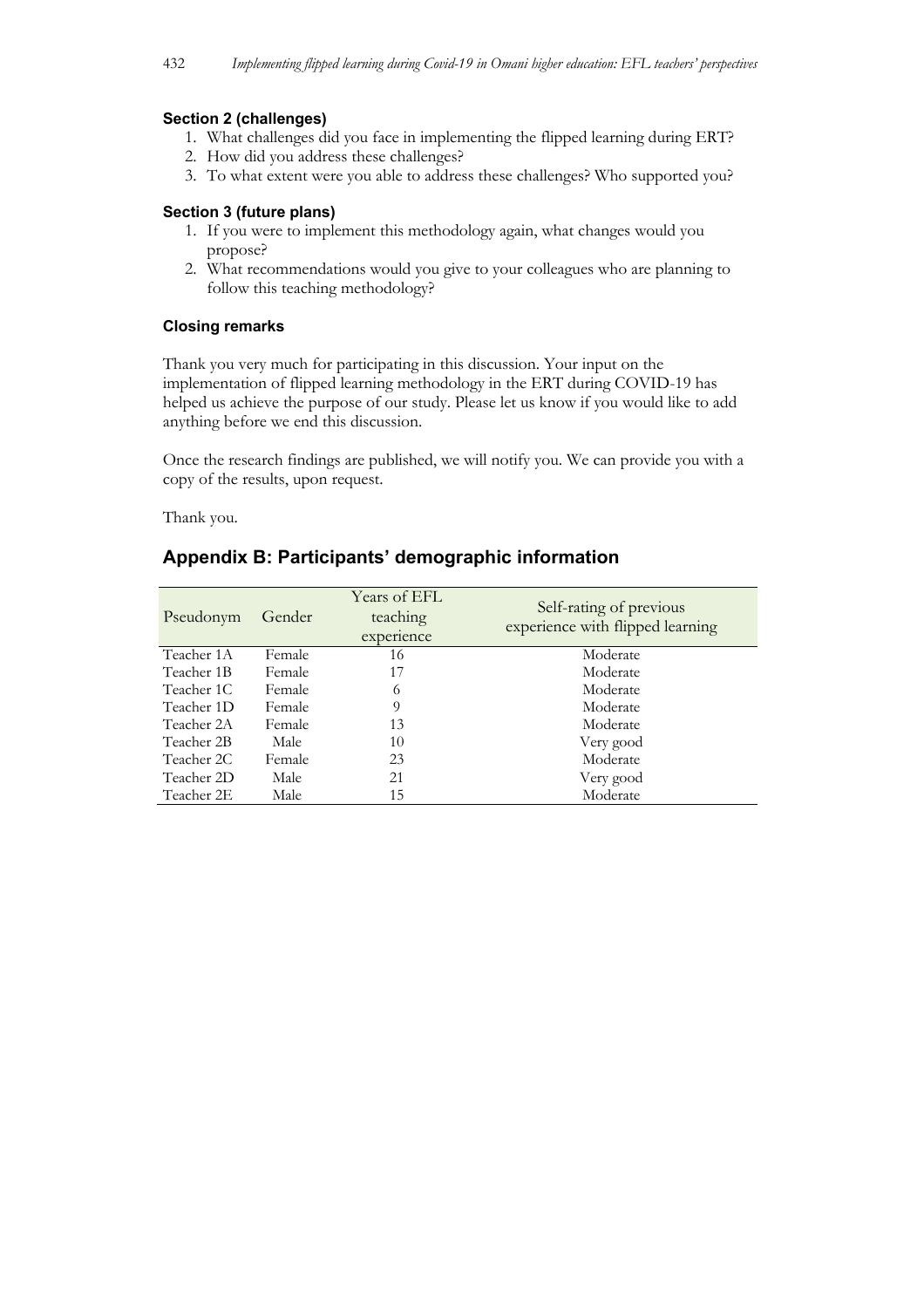#### Section 2 (challenges)

1. What challenges did you face in implementing the flipped learning during ERT?
2. How did you address these challenges?
3. To what extent were you able to address these challenges? Who supported you?

#### Section 3 (future plans)

1. If you were to implement this methodology again, what changes would you propose?
2. What recommendations would you give to your colleagues who are planning to follow this teaching methodology?

#### Closing remarks

Thank you very much for participating in this discussion. Your input on the implementation of flipped learning methodology in the ERT during COVID-19 has helped us achieve the purpose of our study. Please let us know if you would like to add anything before we end this discussion.

Once the research findings are published, we will notify you. We can provide you with a copy of the results, upon request.

Thank you.

## Appendix B: Participants' demographic information

| Pseudonym | Gender | Years of EFL teaching experience | Self-rating of previous experience with flipped learning |
|---|---|---|---|
| Teacher 1A | Female | 16 | Moderate |
| Teacher 1B | Female | 17 | Moderate |
| Teacher 1C | Female | 6 | Moderate |
| Teacher 1D | Female | 9 | Moderate |
| Teacher 2A | Female | 13 | Moderate |
| Teacher 2B | Male | 10 | Very good |
| Teacher 2C | Female | 23 | Moderate |
| Teacher 2D | Male | 21 | Very good |
| Teacher 2E | Male | 15 | Moderate |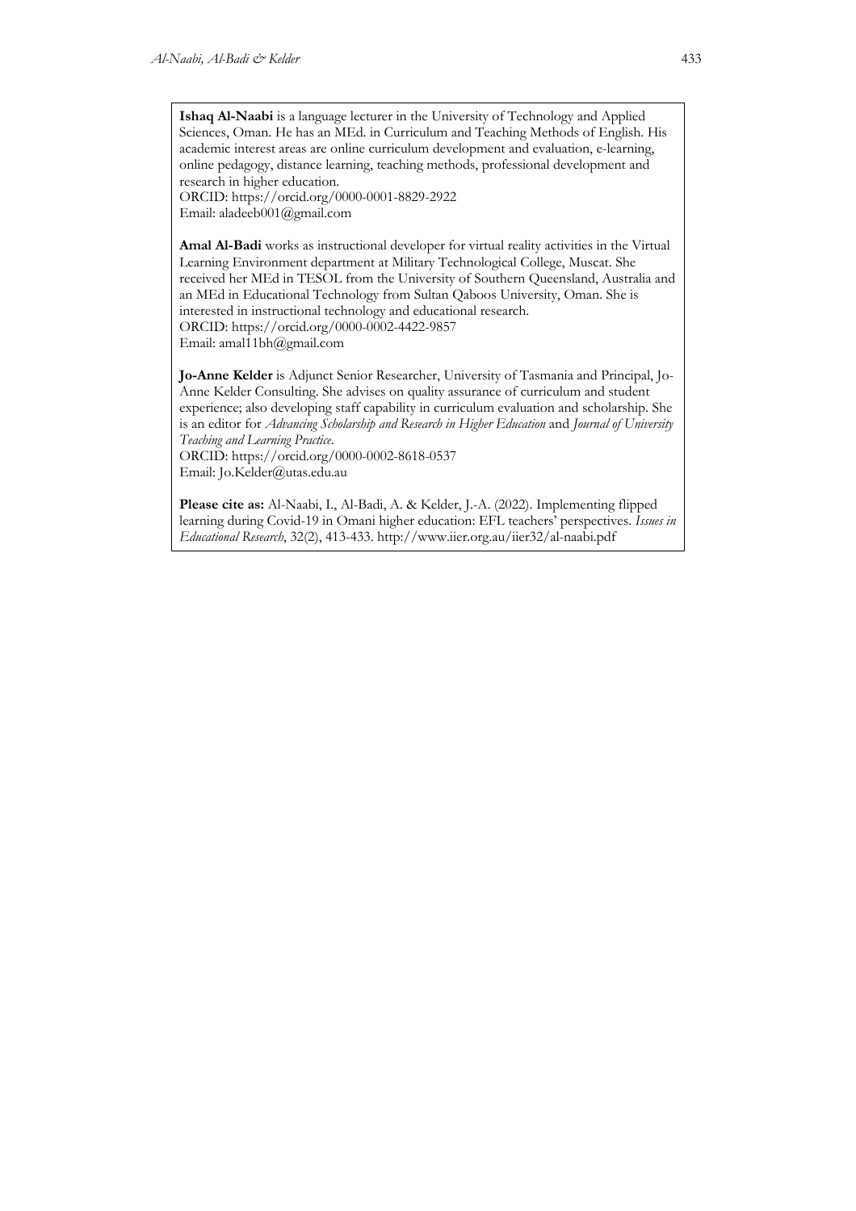**Ishaq Al-Naabi** is a language lecturer in the University of Technology and Applied Sciences, Oman. He has an MEd. in Curriculum and Teaching Methods of English. His academic interest areas are online curriculum development and evaluation, e-learning, online pedagogy, distance learning, teaching methods, professional development and research in higher education.
ORCID: https://orcid.org/0000-0001-8829-2922
Email: aladeeb001@gmail.com

**Amal Al-Badi** works as instructional developer for virtual reality activities in the Virtual Learning Environment department at Military Technological College, Muscat. She received her MEd in TESOL from the University of Southern Queensland, Australia and an MEd in Educational Technology from Sultan Qaboos University, Oman. She is interested in instructional technology and educational research.
ORCID: https://orcid.org/0000-0002-4422-9857
Email: amal11bh@gmail.com

**Jo-Anne Kelder** is Adjunct Senior Researcher, University of Tasmania and Principal, Jo-Anne Kelder Consulting. She advises on quality assurance of curriculum and student experience; also developing staff capability in curriculum evaluation and scholarship. She is an editor for *Advancing Scholarship and Research in Higher Education* and *Journal of University Teaching and Learning Practice*.
ORCID: https://orcid.org/0000-0002-8618-0537
Email: Jo.Kelder@utas.edu.au

**Please cite as:** Al-Naabi, I., Al-Badi, A. & Kelder, J.-A. (2022). Implementing flipped learning during Covid-19 in Omani higher education: EFL teachers' perspectives. *Issues in Educational Research*, 32(2), 413-433. http://www.iier.org.au/iier32/al-naabi.pdf